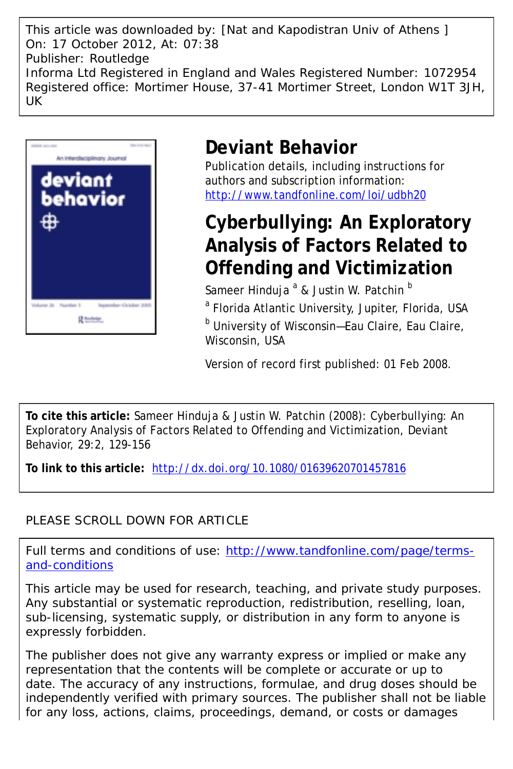This article was downloaded by: [Nat and Kapodistran Univ of Athens ]
On: 17 October 2012, At: 07:38
Publisher: Routledge
Informa Ltd Registered in England and Wales Registered Number: 1072954
Registered office: Mortimer House, 37-41 Mortimer Street, London W1T 3JH, UK

# Deviant Behavior

Publication details, including instructions for authors and subscription information:
http://www.tandfonline.com/loi/udbh20

## Cyberbullying: An Exploratory Analysis of Factors Related to Offending and Victimization

Sameer Hinduja [a] & Justin W. Patchin [b]

[a] Florida Atlantic University, Jupiter, Florida, USA

[b] University of Wisconsin—Eau Claire, Eau Claire, Wisconsin, USA

Version of record first published: 01 Feb 2008.

**To cite this article:** Sameer Hinduja & Justin W. Patchin (2008): Cyberbullying: An Exploratory Analysis of Factors Related to Offending and Victimization, Deviant Behavior, 29:2, 129-156

**To link to this article:** http://dx.doi.org/10.1080/01639620701457816

PLEASE SCROLL DOWN FOR ARTICLE

Full terms and conditions of use: http://www.tandfonline.com/page/terms-and-conditions

This article may be used for research, teaching, and private study purposes. Any substantial or systematic reproduction, redistribution, reselling, loan, sub-licensing, systematic supply, or distribution in any form to anyone is expressly forbidden.

The publisher does not give any warranty express or implied or make any representation that the contents will be complete or accurate or up to date. The accuracy of any instructions, formulae, and drug doses should be independently verified with primary sources. The publisher shall not be liable for any loss, actions, claims, proceedings, demand, or costs or damages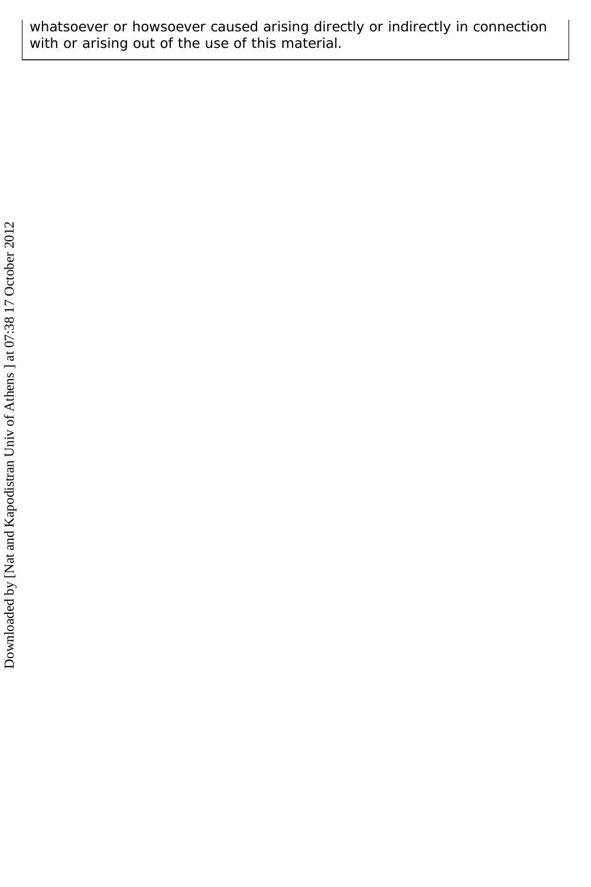whatsoever or howsoever caused arising directly or indirectly in connection with or arising out of the use of this material.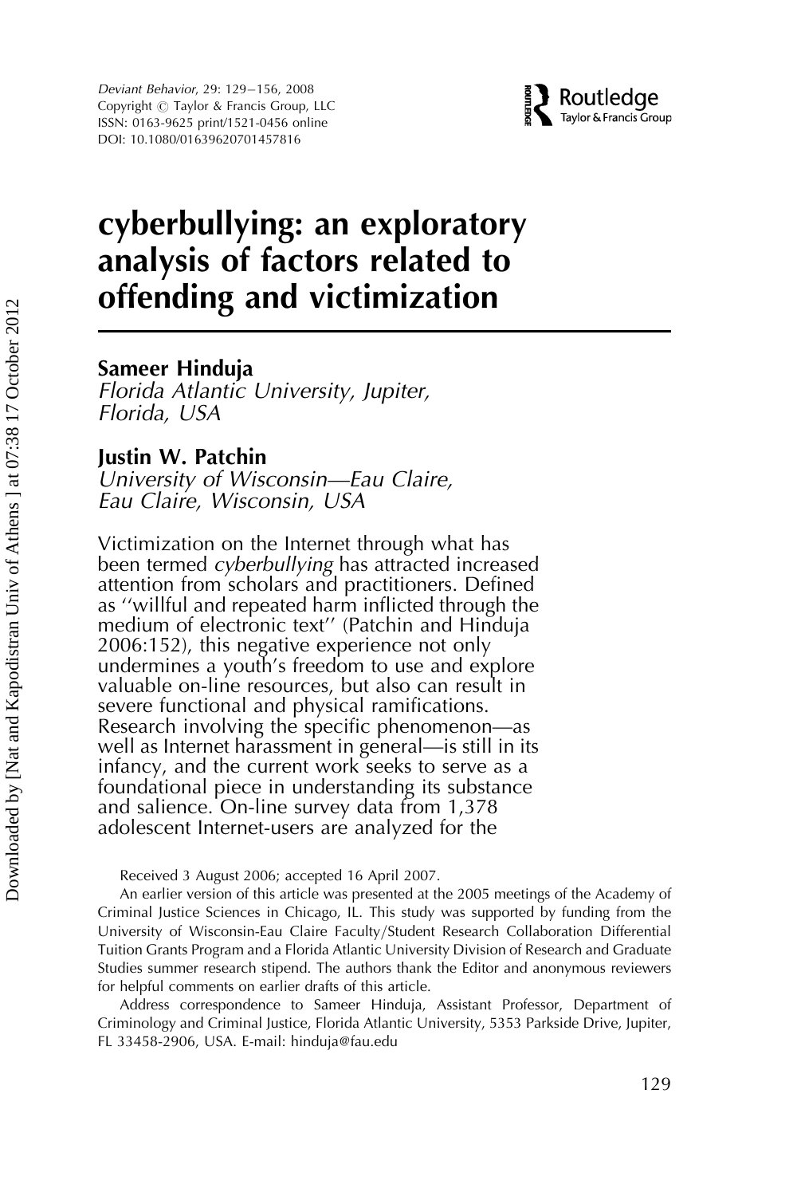# cyberbullying: an exploratory analysis of factors related to offending and victimization

**Sameer Hinduja**
*Florida Atlantic University, Jupiter, Florida, USA*

**Justin W. Patchin**
*University of Wisconsin—Eau Claire, Eau Claire, Wisconsin, USA*

Victimization on the Internet through what has been termed *cyberbullying* has attracted increased attention from scholars and practitioners. Defined as ''willful and repeated harm inflicted through the medium of electronic text'' (Patchin and Hinduja 2006:152), this negative experience not only undermines a youth's freedom to use and explore valuable on-line resources, but also can result in severe functional and physical ramifications. Research involving the specific phenomenon—as well as Internet harassment in general—is still in its infancy, and the current work seeks to serve as a foundational piece in understanding its substance and salience. On-line survey data from 1,378 adolescent Internet-users are analyzed for the

Received 3 August 2006; accepted 16 April 2007.

An earlier version of this article was presented at the 2005 meetings of the Academy of Criminal Justice Sciences in Chicago, IL. This study was supported by funding from the University of Wisconsin-Eau Claire Faculty/Student Research Collaboration Differential Tuition Grants Program and a Florida Atlantic University Division of Research and Graduate Studies summer research stipend. The authors thank the Editor and anonymous reviewers for helpful comments on earlier drafts of this article.

Address correspondence to Sameer Hinduja, Assistant Professor, Department of Criminology and Criminal Justice, Florida Atlantic University, 5353 Parkside Drive, Jupiter, FL 33458-2906, USA. E-mail: hinduja@fau.edu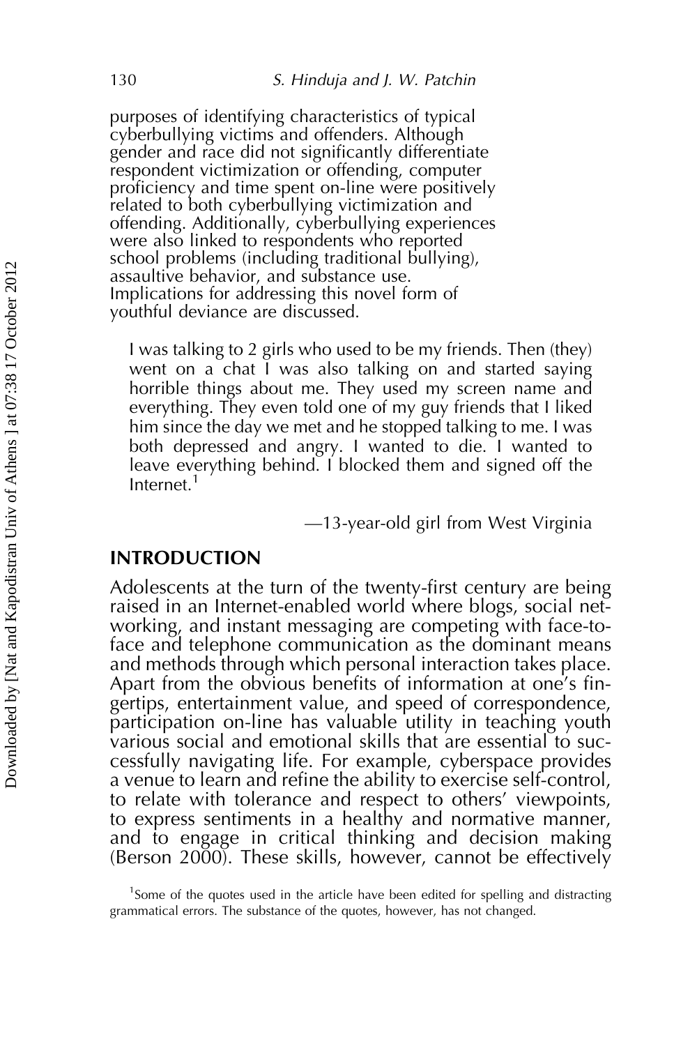purposes of identifying characteristics of typical cyberbullying victims and offenders. Although gender and race did not significantly differentiate respondent victimization or offending, computer proficiency and time spent on-line were positively related to both cyberbullying victimization and offending. Additionally, cyberbullying experiences were also linked to respondents who reported school problems (including traditional bullying), assaultive behavior, and substance use. Implications for addressing this novel form of youthful deviance are discussed.

> I was talking to 2 girls who used to be my friends. Then (they) went on a chat I was also talking on and started saying horrible things about me. They used my screen name and everything. They even told one of my guy friends that I liked him since the day we met and he stopped talking to me. I was both depressed and angry. I wanted to die. I wanted to leave everything behind. I blocked them and signed off the Internet.[1]
>
> —13-year-old girl from West Virginia

## INTRODUCTION

Adolescents at the turn of the twenty-first century are being raised in an Internet-enabled world where blogs, social networking, and instant messaging are competing with face-to-face and telephone communication as the dominant means and methods through which personal interaction takes place. Apart from the obvious benefits of information at one's fingertips, entertainment value, and speed of correspondence, participation on-line has valuable utility in teaching youth various social and emotional skills that are essential to successfully navigating life. For example, cyberspace provides a venue to learn and refine the ability to exercise self-control, to relate with tolerance and respect to others' viewpoints, to express sentiments in a healthy and normative manner, and to engage in critical thinking and decision making (Berson 2000). These skills, however, cannot be effectively

[1] Some of the quotes used in the article have been edited for spelling and distracting grammatical errors. The substance of the quotes, however, has not changed.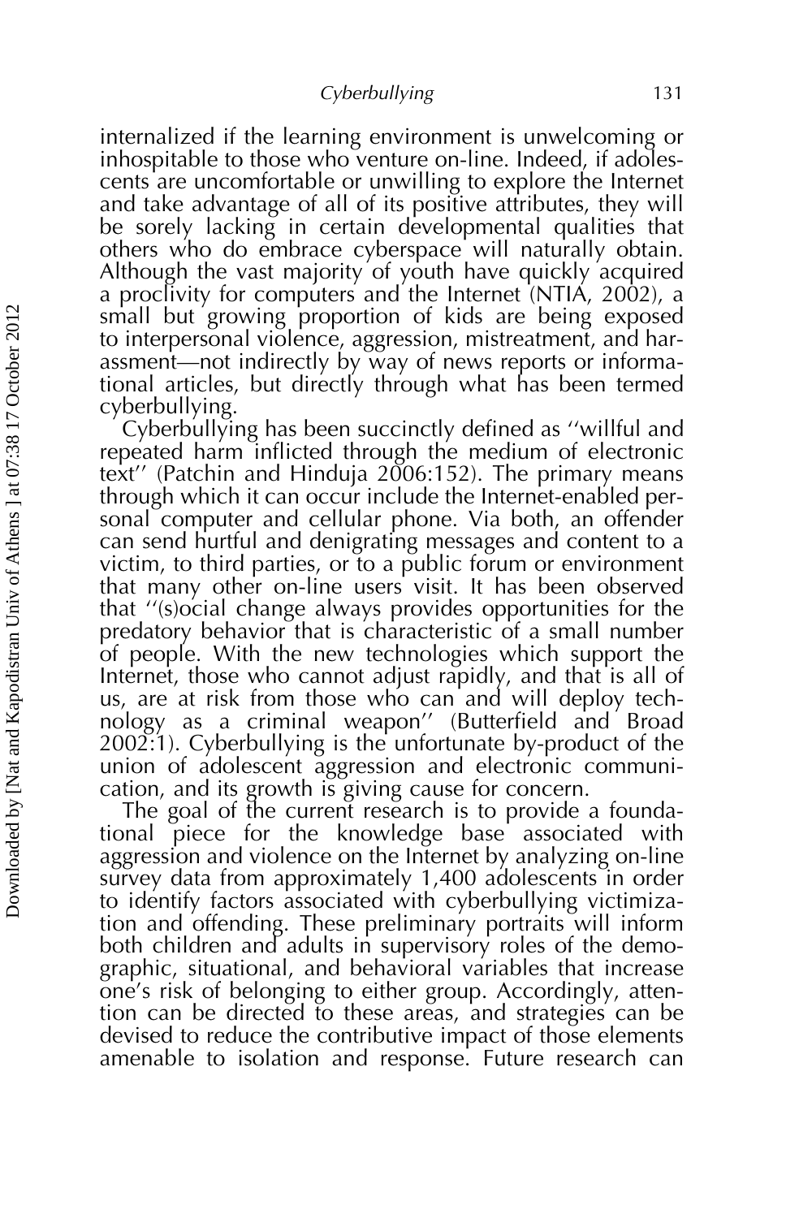internalized if the learning environment is unwelcoming or inhospitable to those who venture on-line. Indeed, if adolescents are uncomfortable or unwilling to explore the Internet and take advantage of all of its positive attributes, they will be sorely lacking in certain developmental qualities that others who do embrace cyberspace will naturally obtain. Although the vast majority of youth have quickly acquired a proclivity for computers and the Internet (NTIA, 2002), a small but growing proportion of kids are being exposed to interpersonal violence, aggression, mistreatment, and harassment—not indirectly by way of news reports or informational articles, but directly through what has been termed cyberbullying.

Cyberbullying has been succinctly defined as ''willful and repeated harm inflicted through the medium of electronic text'' (Patchin and Hinduja 2006:152). The primary means through which it can occur include the Internet-enabled personal computer and cellular phone. Via both, an offender can send hurtful and denigrating messages and content to a victim, to third parties, or to a public forum or environment that many other on-line users visit. It has been observed that ''(s)ocial change always provides opportunities for the predatory behavior that is characteristic of a small number of people. With the new technologies which support the Internet, those who cannot adjust rapidly, and that is all of us, are at risk from those who can and will deploy technology as a criminal weapon'' (Butterfield and Broad 2002:1). Cyberbullying is the unfortunate by-product of the union of adolescent aggression and electronic communication, and its growth is giving cause for concern.

The goal of the current research is to provide a foundational piece for the knowledge base associated with aggression and violence on the Internet by analyzing on-line survey data from approximately 1,400 adolescents in order to identify factors associated with cyberbullying victimization and offending. These preliminary portraits will inform both children and adults in supervisory roles of the demographic, situational, and behavioral variables that increase one's risk of belonging to either group. Accordingly, attention can be directed to these areas, and strategies can be devised to reduce the contributive impact of those elements amenable to isolation and response. Future research can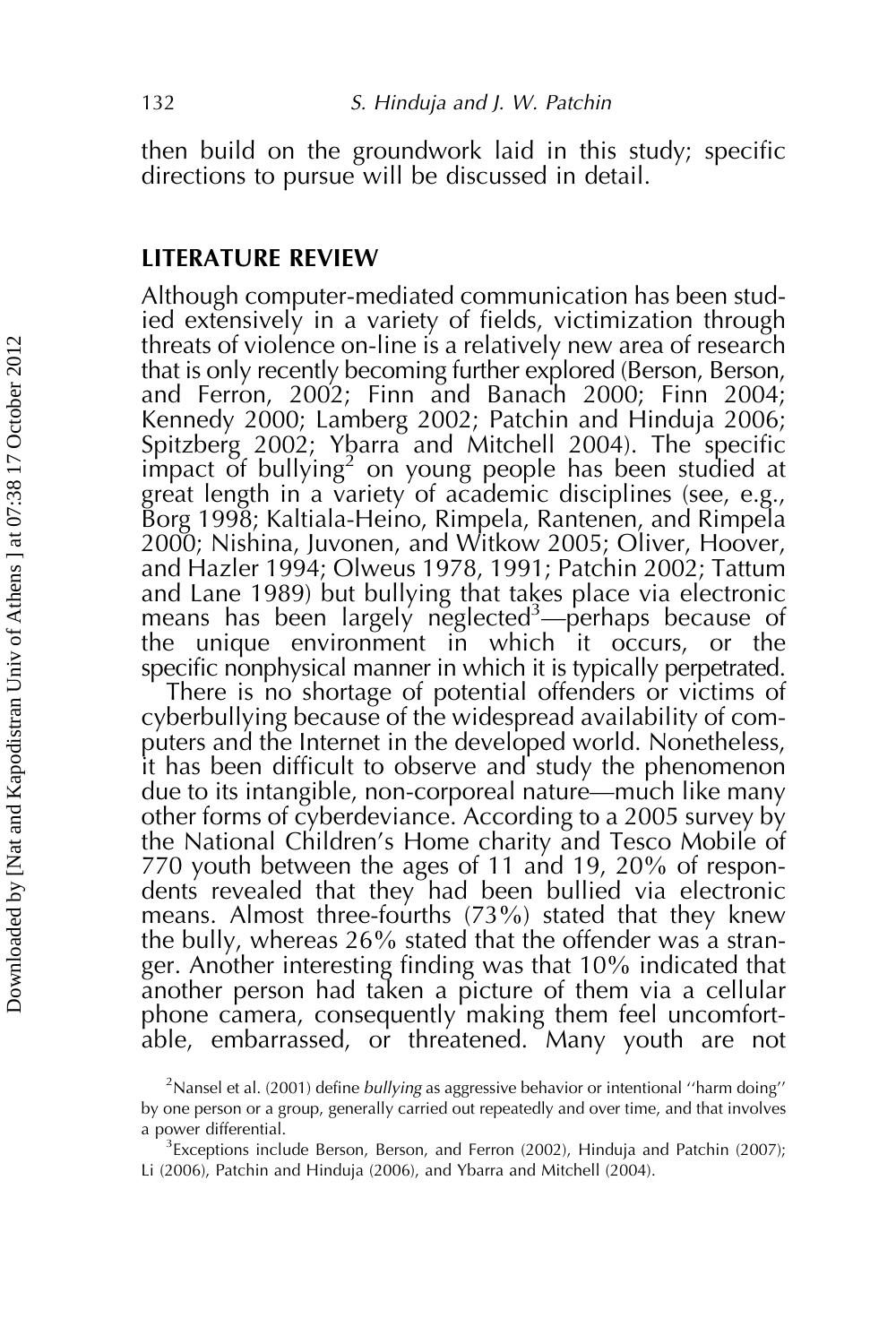then build on the groundwork laid in this study; specific directions to pursue will be discussed in detail.

## LITERATURE REVIEW

Although computer-mediated communication has been studied extensively in a variety of fields, victimization through threats of violence on-line is a relatively new area of research that is only recently becoming further explored (Berson, Berson, and Ferron, 2002; Finn and Banach 2000; Finn 2004; Kennedy 2000; Lamberg 2002; Patchin and Hinduja 2006; Spitzberg 2002; Ybarra and Mitchell 2004). The specific impact of bullying[2] on young people has been studied at great length in a variety of academic disciplines (see, e.g., Borg 1998; Kaltiala-Heino, Rimpela, Rantenen, and Rimpela 2000; Nishina, Juvonen, and Witkow 2005; Oliver, Hoover, and Hazler 1994; Olweus 1978, 1991; Patchin 2002; Tattum and Lane 1989) but bullying that takes place via electronic means has been largely neglected[3]—perhaps because of the unique environment in which it occurs, or the specific nonphysical manner in which it is typically perpetrated.

There is no shortage of potential offenders or victims of cyberbullying because of the widespread availability of computers and the Internet in the developed world. Nonetheless, it has been difficult to observe and study the phenomenon due to its intangible, non-corporeal nature—much like many other forms of cyberdeviance. According to a 2005 survey by the National Children's Home charity and Tesco Mobile of 770 youth between the ages of 11 and 19, 20% of respondents revealed that they had been bullied via electronic means. Almost three-fourths (73%) stated that they knew the bully, whereas 26% stated that the offender was a stranger. Another interesting finding was that 10% indicated that another person had taken a picture of them via a cellular phone camera, consequently making them feel uncomfortable, embarrassed, or threatened. Many youth are not

[2]Nansel et al. (2001) define *bullying* as aggressive behavior or intentional ''harm doing'' by one person or a group, generally carried out repeatedly and over time, and that involves a power differential.

[3]Exceptions include Berson, Berson, and Ferron (2002), Hinduja and Patchin (2007); Li (2006), Patchin and Hinduja (2006), and Ybarra and Mitchell (2004).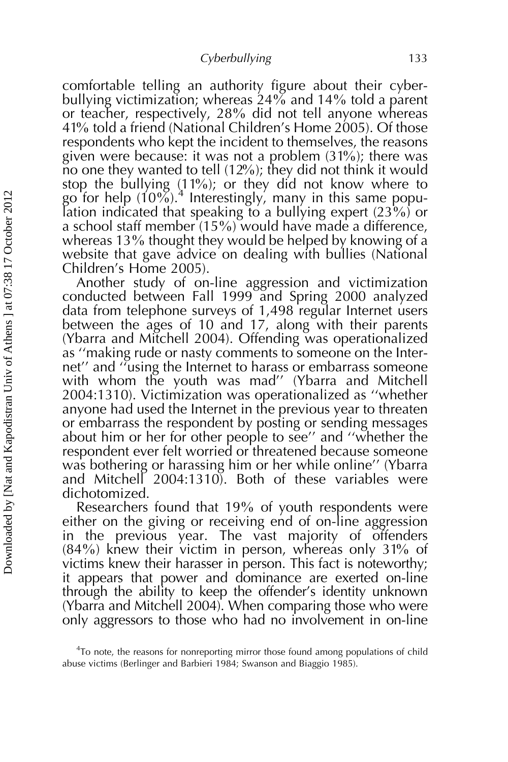comfortable telling an authority figure about their cyberbullying victimization; whereas 24% and 14% told a parent or teacher, respectively, 28% did not tell anyone whereas 41% told a friend (National Children's Home 2005). Of those respondents who kept the incident to themselves, the reasons given were because: it was not a problem (31%); there was no one they wanted to tell (12%); they did not think it would stop the bullying (11%); or they did not know where to go for help (10%).[4] Interestingly, many in this same population indicated that speaking to a bullying expert (23%) or a school staff member (15%) would have made a difference, whereas 13% thought they would be helped by knowing of a website that gave advice on dealing with bullies (National Children's Home 2005).

Another study of on-line aggression and victimization conducted between Fall 1999 and Spring 2000 analyzed data from telephone surveys of 1,498 regular Internet users between the ages of 10 and 17, along with their parents (Ybarra and Mitchell 2004). Offending was operationalized as ''making rude or nasty comments to someone on the Internet'' and ''using the Internet to harass or embarrass someone with whom the youth was mad'' (Ybarra and Mitchell 2004:1310). Victimization was operationalized as ''whether anyone had used the Internet in the previous year to threaten or embarrass the respondent by posting or sending messages about him or her for other people to see'' and ''whether the respondent ever felt worried or threatened because someone was bothering or harassing him or her while online'' (Ybarra and Mitchell 2004:1310). Both of these variables were dichotomized.

Researchers found that 19% of youth respondents were either on the giving or receiving end of on-line aggression in the previous year. The vast majority of offenders (84%) knew their victim in person, whereas only 31% of victims knew their harasser in person. This fact is noteworthy; it appears that power and dominance are exerted on-line through the ability to keep the offender's identity unknown (Ybarra and Mitchell 2004). When comparing those who were only aggressors to those who had no involvement in on-line

[4]To note, the reasons for nonreporting mirror those found among populations of child abuse victims (Berlinger and Barbieri 1984; Swanson and Biaggio 1985).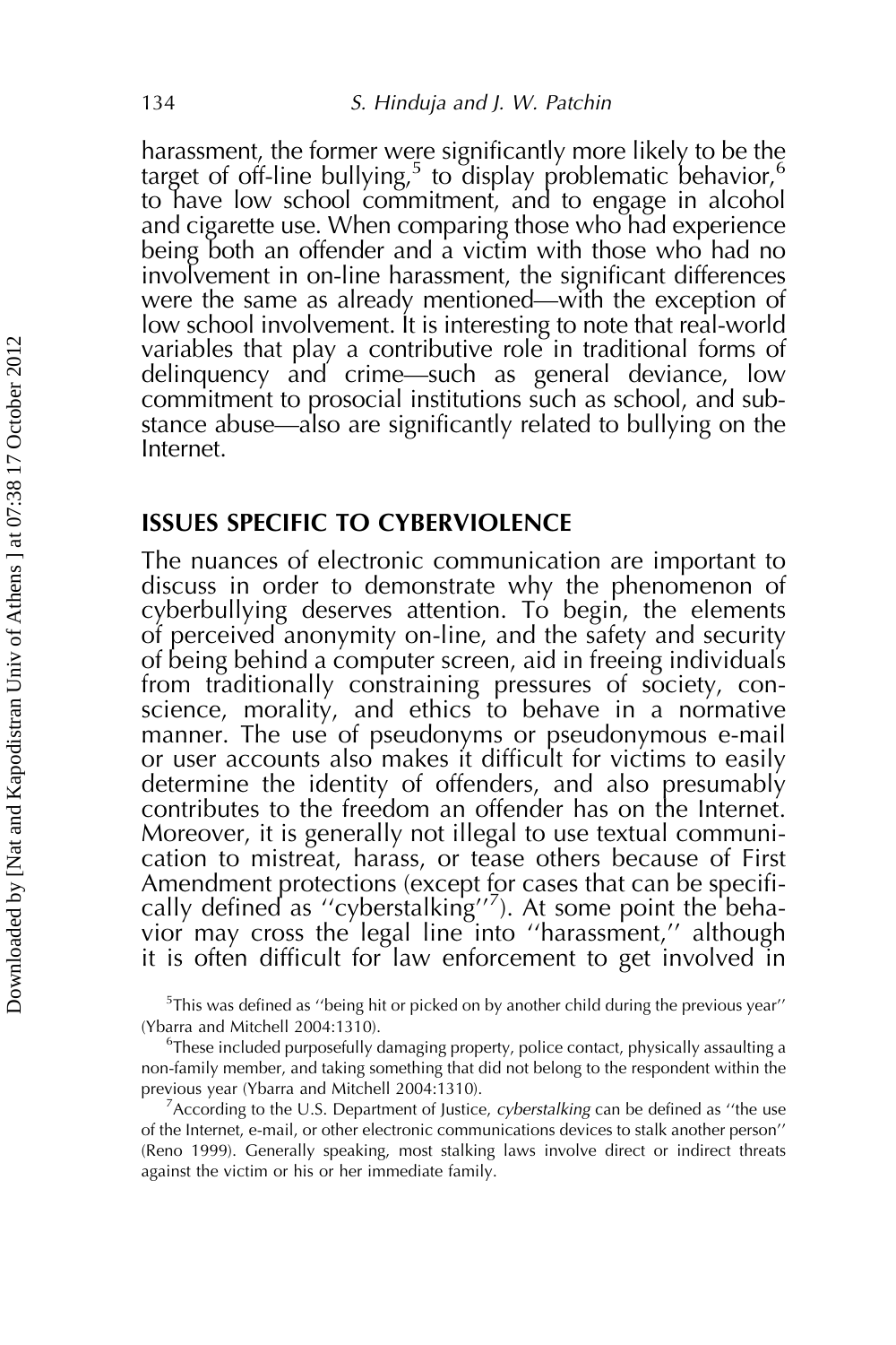harassment, the former were significantly more likely to be the target of off-line bullying,[5] to display problematic behavior,[6] to have low school commitment, and to engage in alcohol and cigarette use. When comparing those who had experience being both an offender and a victim with those who had no involvement in on-line harassment, the significant differences were the same as already mentioned—with the exception of low school involvement. It is interesting to note that real-world variables that play a contributive role in traditional forms of delinquency and crime—such as general deviance, low commitment to prosocial institutions such as school, and substance abuse—also are significantly related to bullying on the Internet.

## ISSUES SPECIFIC TO CYBERVIOLENCE

The nuances of electronic communication are important to discuss in order to demonstrate why the phenomenon of cyberbullying deserves attention. To begin, the elements of perceived anonymity on-line, and the safety and security of being behind a computer screen, aid in freeing individuals from traditionally constraining pressures of society, conscience, morality, and ethics to behave in a normative manner. The use of pseudonyms or pseudonymous e-mail or user accounts also makes it difficult for victims to easily determine the identity of offenders, and also presumably contributes to the freedom an offender has on the Internet. Moreover, it is generally not illegal to use textual communication to mistreat, harass, or tease others because of First Amendment protections (except for cases that can be specifically defined as ''cyberstalking''[7]). At some point the behavior may cross the legal line into ''harassment,'' although it is often difficult for law enforcement to get involved in

[5] This was defined as ''being hit or picked on by another child during the previous year'' (Ybarra and Mitchell 2004:1310).

[6] These included purposefully damaging property, police contact, physically assaulting a non-family member, and taking something that did not belong to the respondent within the previous year (Ybarra and Mitchell 2004:1310).

[7] According to the U.S. Department of Justice, *cyberstalking* can be defined as ''the use of the Internet, e-mail, or other electronic communications devices to stalk another person'' (Reno 1999). Generally speaking, most stalking laws involve direct or indirect threats against the victim or his or her immediate family.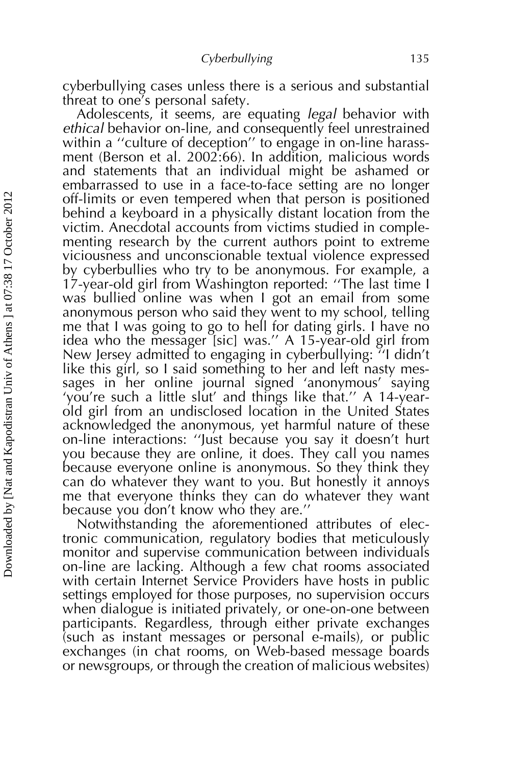cyberbullying cases unless there is a serious and substantial threat to one's personal safety.

Adolescents, it seems, are equating *legal* behavior with *ethical* behavior on-line, and consequently feel unrestrained within a ''culture of deception'' to engage in on-line harassment (Berson et al. 2002:66). In addition, malicious words and statements that an individual might be ashamed or embarrassed to use in a face-to-face setting are no longer off-limits or even tempered when that person is positioned behind a keyboard in a physically distant location from the victim. Anecdotal accounts from victims studied in complementing research by the current authors point to extreme viciousness and unconscionable textual violence expressed by cyberbullies who try to be anonymous. For example, a 17-year-old girl from Washington reported: ''The last time I was bullied online was when I got an email from some anonymous person who said they went to my school, telling me that I was going to go to hell for dating girls. I have no idea who the messager [sic] was.'' A 15-year-old girl from New Jersey admitted to engaging in cyberbullying: ''I didn't like this girl, so I said something to her and left nasty messages in her online journal signed 'anonymous' saying 'you're such a little slut' and things like that.'' A 14-year-old girl from an undisclosed location in the United States acknowledged the anonymous, yet harmful nature of these on-line interactions: ''Just because you say it doesn't hurt you because they are online, it does. They call you names because everyone online is anonymous. So they think they can do whatever they want to you. But honestly it annoys me that everyone thinks they can do whatever they want because you don't know who they are.''

Notwithstanding the aforementioned attributes of electronic communication, regulatory bodies that meticulously monitor and supervise communication between individuals on-line are lacking. Although a few chat rooms associated with certain Internet Service Providers have hosts in public settings employed for those purposes, no supervision occurs when dialogue is initiated privately, or one-on-one between participants. Regardless, through either private exchanges (such as instant messages or personal e-mails), or public exchanges (in chat rooms, on Web-based message boards or newsgroups, or through the creation of malicious websites)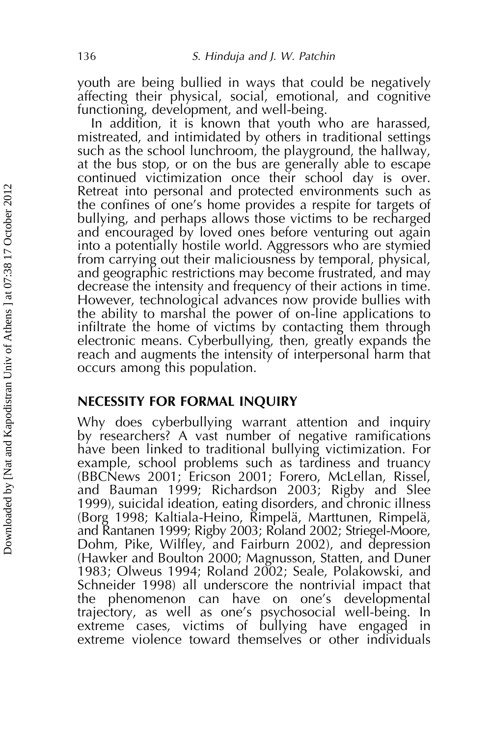youth are being bullied in ways that could be negatively affecting their physical, social, emotional, and cognitive functioning, development, and well-being.

In addition, it is known that youth who are harassed, mistreated, and intimidated by others in traditional settings such as the school lunchroom, the playground, the hallway, at the bus stop, or on the bus are generally able to escape continued victimization once their school day is over. Retreat into personal and protected environments such as the confines of one's home provides a respite for targets of bullying, and perhaps allows those victims to be recharged and encouraged by loved ones before venturing out again into a potentially hostile world. Aggressors who are stymied from carrying out their maliciousness by temporal, physical, and geographic restrictions may become frustrated, and may decrease the intensity and frequency of their actions in time. However, technological advances now provide bullies with the ability to marshal the power of on-line applications to infiltrate the home of victims by contacting them through electronic means. Cyberbullying, then, greatly expands the reach and augments the intensity of interpersonal harm that occurs among this population.

## NECESSITY FOR FORMAL INQUIRY

Why does cyberbullying warrant attention and inquiry by researchers? A vast number of negative ramifications have been linked to traditional bullying victimization. For example, school problems such as tardiness and truancy (BBCNews 2001; Ericson 2001; Forero, McLellan, Rissel, and Bauman 1999; Richardson 2003; Rigby and Slee 1999), suicidal ideation, eating disorders, and chronic illness (Borg 1998; Kaltiala-Heino, Rimpelä, Marttunen, Rimpelä, and Rantanen 1999; Rigby 2003; Roland 2002; Striegel-Moore, Dohm, Pike, Wilfley, and Fairburn 2002), and depression (Hawker and Boulton 2000; Magnusson, Statten, and Duner 1983; Olweus 1994; Roland 2002; Seale, Polakowski, and Schneider 1998) all underscore the nontrivial impact that the phenomenon can have on one's developmental trajectory, as well as one's psychosocial well-being. In extreme cases, victims of bullying have engaged in extreme violence toward themselves or other individuals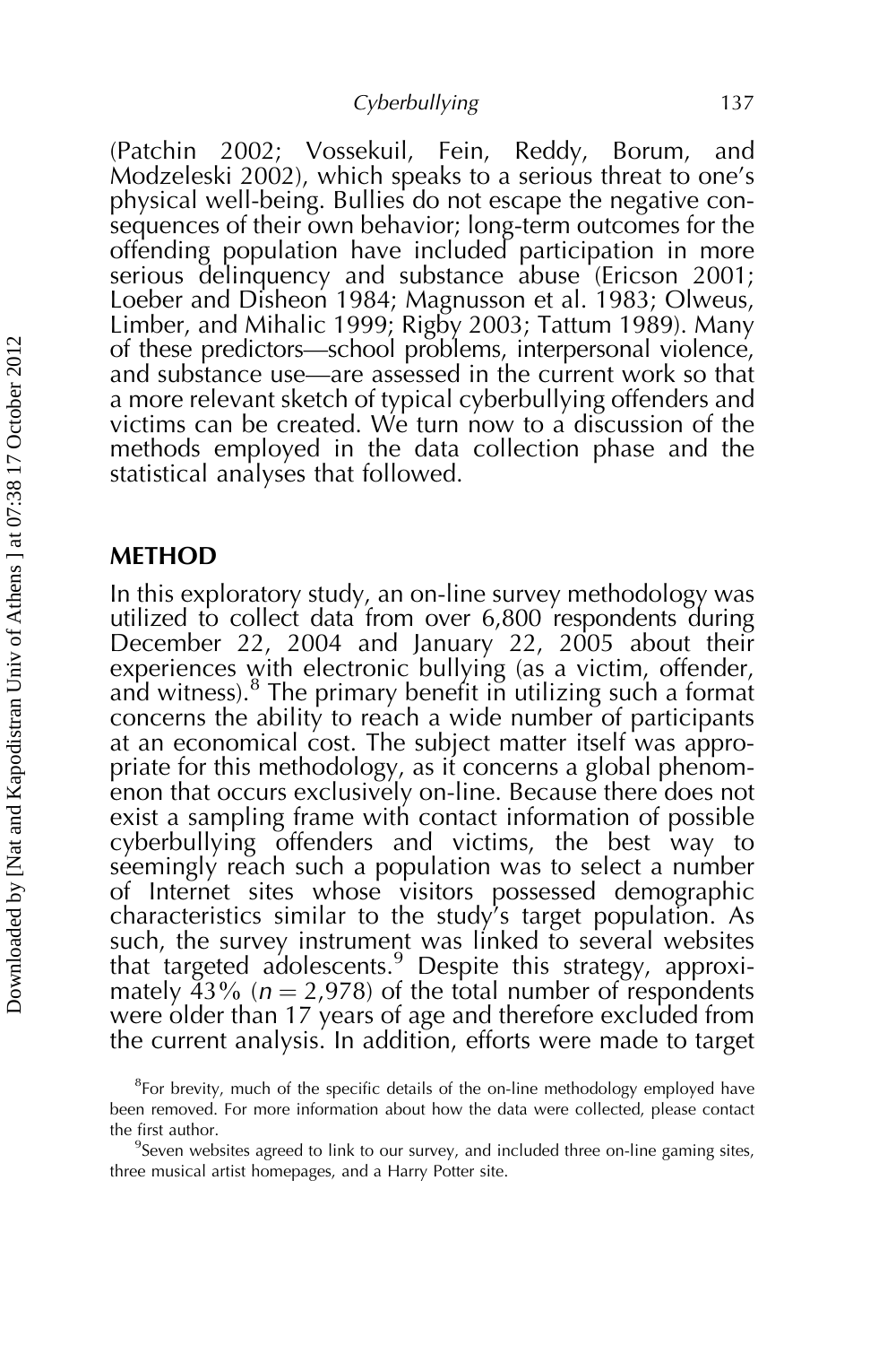(Patchin 2002; Vossekuil, Fein, Reddy, Borum, and Modzeleski 2002), which speaks to a serious threat to one's physical well-being. Bullies do not escape the negative consequences of their own behavior; long-term outcomes for the offending population have included participation in more serious delinquency and substance abuse (Ericson 2001; Loeber and Disheon 1984; Magnusson et al. 1983; Olweus, Limber, and Mihalic 1999; Rigby 2003; Tattum 1989). Many of these predictors—school problems, interpersonal violence, and substance use—are assessed in the current work so that a more relevant sketch of typical cyberbullying offenders and victims can be created. We turn now to a discussion of the methods employed in the data collection phase and the statistical analyses that followed.

## METHOD

In this exploratory study, an on-line survey methodology was utilized to collect data from over 6,800 respondents during December 22, 2004 and January 22, 2005 about their experiences with electronic bullying (as a victim, offender, and witness).[8] The primary benefit in utilizing such a format concerns the ability to reach a wide number of participants at an economical cost. The subject matter itself was appropriate for this methodology, as it concerns a global phenomenon that occurs exclusively on-line. Because there does not exist a sampling frame with contact information of possible cyberbullying offenders and victims, the best way to seemingly reach such a population was to select a number of Internet sites whose visitors possessed demographic characteristics similar to the study's target population. As such, the survey instrument was linked to several websites that targeted adolescents.[9] Despite this strategy, approximately 43% ($n = 2{,}978$) of the total number of respondents were older than 17 years of age and therefore excluded from the current analysis. In addition, efforts were made to target

[8]For brevity, much of the specific details of the on-line methodology employed have been removed. For more information about how the data were collected, please contact the first author.

[9]Seven websites agreed to link to our survey, and included three on-line gaming sites, three musical artist homepages, and a Harry Potter site.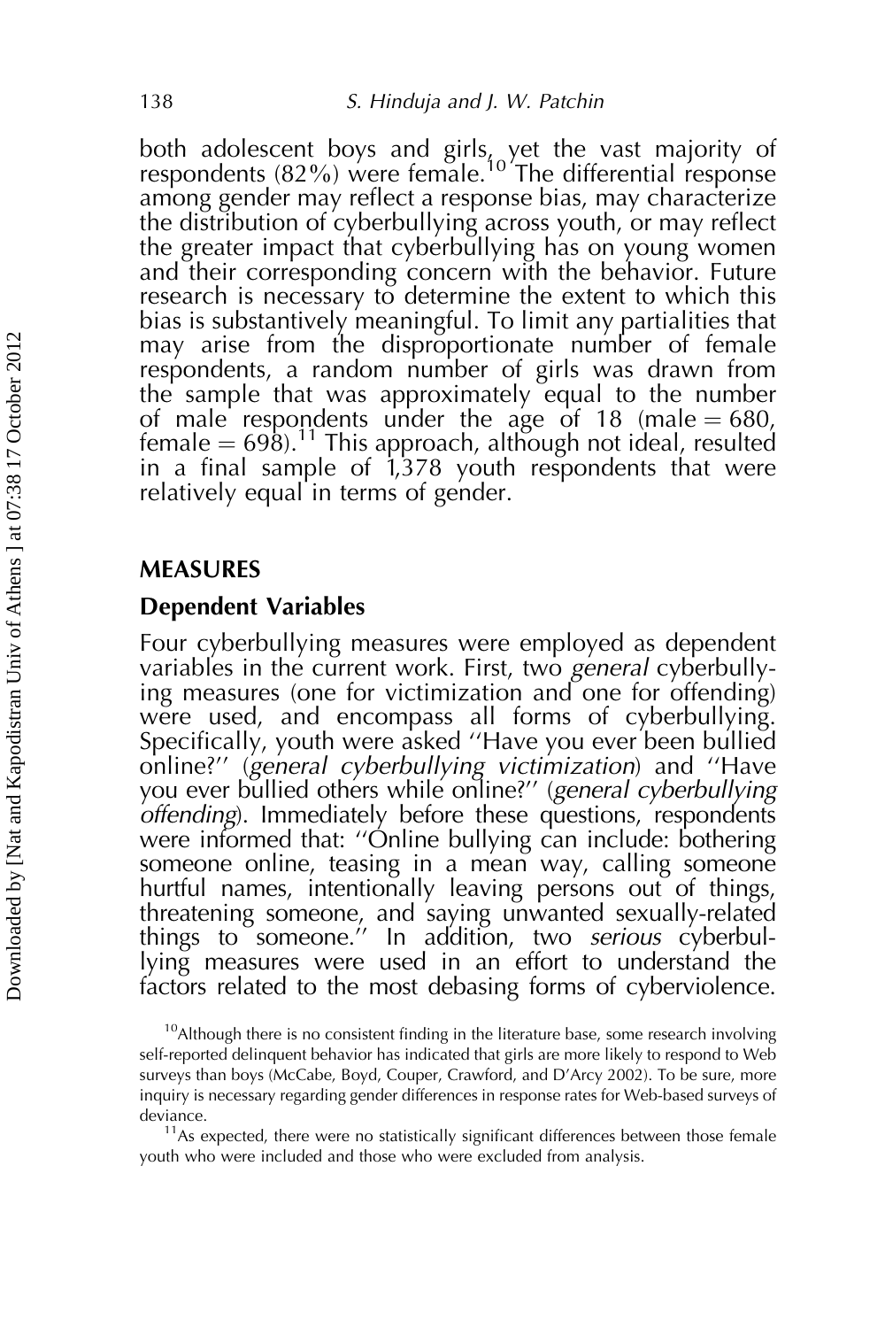both adolescent boys and girls, yet the vast majority of respondents (82%) were female.[10] The differential response among gender may reflect a response bias, may characterize the distribution of cyberbullying across youth, or may reflect the greater impact that cyberbullying has on young women and their corresponding concern with the behavior. Future research is necessary to determine the extent to which this bias is substantively meaningful. To limit any partialities that may arise from the disproportionate number of female respondents, a random number of girls was drawn from the sample that was approximately equal to the number of male respondents under the age of 18 (male = 680, female = 698).[11] This approach, although not ideal, resulted in a final sample of 1,378 youth respondents that were relatively equal in terms of gender.

## MEASURES

### Dependent Variables

Four cyberbullying measures were employed as dependent variables in the current work. First, two *general* cyberbullying measures (one for victimization and one for offending) were used, and encompass all forms of cyberbullying. Specifically, youth were asked ''Have you ever been bullied online?'' (*general cyberbullying victimization*) and ''Have you ever bullied others while online?'' (*general cyberbullying offending*). Immediately before these questions, respondents were informed that: ''Online bullying can include: bothering someone online, teasing in a mean way, calling someone hurtful names, intentionally leaving persons out of things, threatening someone, and saying unwanted sexually-related things to someone.'' In addition, two *serious* cyberbullying measures were used in an effort to understand the factors related to the most debasing forms of cyberviolence.

[10]Although there is no consistent finding in the literature base, some research involving self-reported delinquent behavior has indicated that girls are more likely to respond to Web surveys than boys (McCabe, Boyd, Couper, Crawford, and D'Arcy 2002). To be sure, more inquiry is necessary regarding gender differences in response rates for Web-based surveys of deviance.

[11]As expected, there were no statistically significant differences between those female youth who were included and those who were excluded from analysis.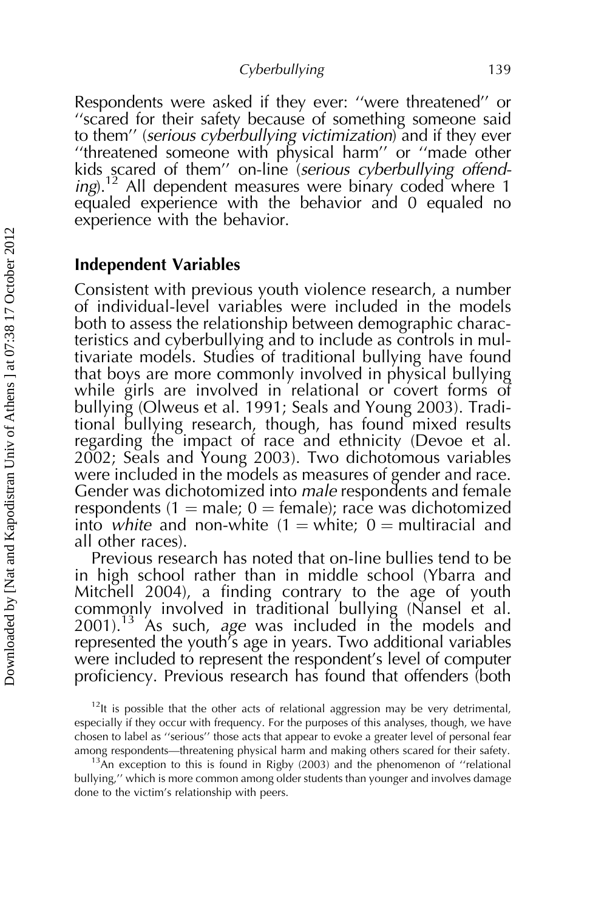Respondents were asked if they ever: ''were threatened'' or ''scared for their safety because of something someone said to them'' (*serious cyberbullying victimization*) and if they ever ''threatened someone with physical harm'' or ''made other kids scared of them'' on-line (*serious cyberbullying offending*).[12] All dependent measures were binary coded where 1 equaled experience with the behavior and 0 equaled no experience with the behavior.

## Independent Variables

Consistent with previous youth violence research, a number of individual-level variables were included in the models both to assess the relationship between demographic characteristics and cyberbullying and to include as controls in multivariate models. Studies of traditional bullying have found that boys are more commonly involved in physical bullying while girls are involved in relational or covert forms of bullying (Olweus et al. 1991; Seals and Young 2003). Traditional bullying research, though, has found mixed results regarding the impact of race and ethnicity (Devoe et al. 2002; Seals and Young 2003). Two dichotomous variables were included in the models as measures of gender and race. Gender was dichotomized into *male* respondents and female respondents (1 = male; 0 = female); race was dichotomized into *white* and non-white (1 = white; 0 = multiracial and all other races).

Previous research has noted that on-line bullies tend to be in high school rather than in middle school (Ybarra and Mitchell 2004), a finding contrary to the age of youth commonly involved in traditional bullying (Nansel et al. 2001).[13] As such, *age* was included in the models and represented the youth's age in years. Two additional variables were included to represent the respondent's level of computer proficiency. Previous research has found that offenders (both

[12] It is possible that the other acts of relational aggression may be very detrimental, especially if they occur with frequency. For the purposes of this analyses, though, we have chosen to label as ''serious'' those acts that appear to evoke a greater level of personal fear among respondents—threatening physical harm and making others scared for their safety.

[13] An exception to this is found in Rigby (2003) and the phenomenon of ''relational bullying,'' which is more common among older students than younger and involves damage done to the victim's relationship with peers.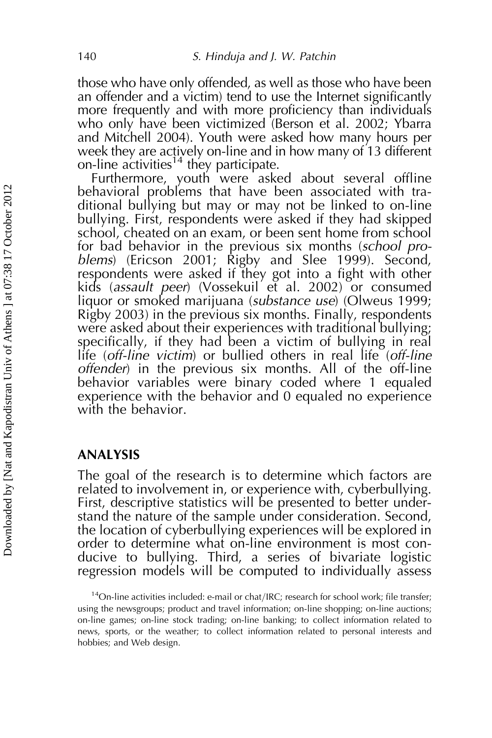those who have only offended, as well as those who have been an offender and a victim) tend to use the Internet significantly more frequently and with more proficiency than individuals who only have been victimized (Berson et al. 2002; Ybarra and Mitchell 2004). Youth were asked how many hours per week they are actively on-line and in how many of 13 different on-line activities[14] they participate.

Furthermore, youth were asked about several offline behavioral problems that have been associated with traditional bullying but may or may not be linked to on-line bullying. First, respondents were asked if they had skipped school, cheated on an exam, or been sent home from school for bad behavior in the previous six months (*school problems*) (Ericson 2001; Rigby and Slee 1999). Second, respondents were asked if they got into a fight with other kids (*assault peer*) (Vossekuil et al. 2002) or consumed liquor or smoked marijuana (*substance use*) (Olweus 1999; Rigby 2003) in the previous six months. Finally, respondents were asked about their experiences with traditional bullying; specifically, if they had been a victim of bullying in real life (*off-line victim*) or bullied others in real life (*off-line offender*) in the previous six months. All of the off-line behavior variables were binary coded where 1 equaled experience with the behavior and 0 equaled no experience with the behavior.

## ANALYSIS

The goal of the research is to determine which factors are related to involvement in, or experience with, cyberbullying. First, descriptive statistics will be presented to better understand the nature of the sample under consideration. Second, the location of cyberbullying experiences will be explored in order to determine what on-line environment is most conducive to bullying. Third, a series of bivariate logistic regression models will be computed to individually assess

[14] On-line activities included: e-mail or chat/IRC; research for school work; file transfer; using the newsgroups; product and travel information; on-line shopping; on-line auctions; on-line games; on-line stock trading; on-line banking; to collect information related to news, sports, or the weather; to collect information related to personal interests and hobbies; and Web design.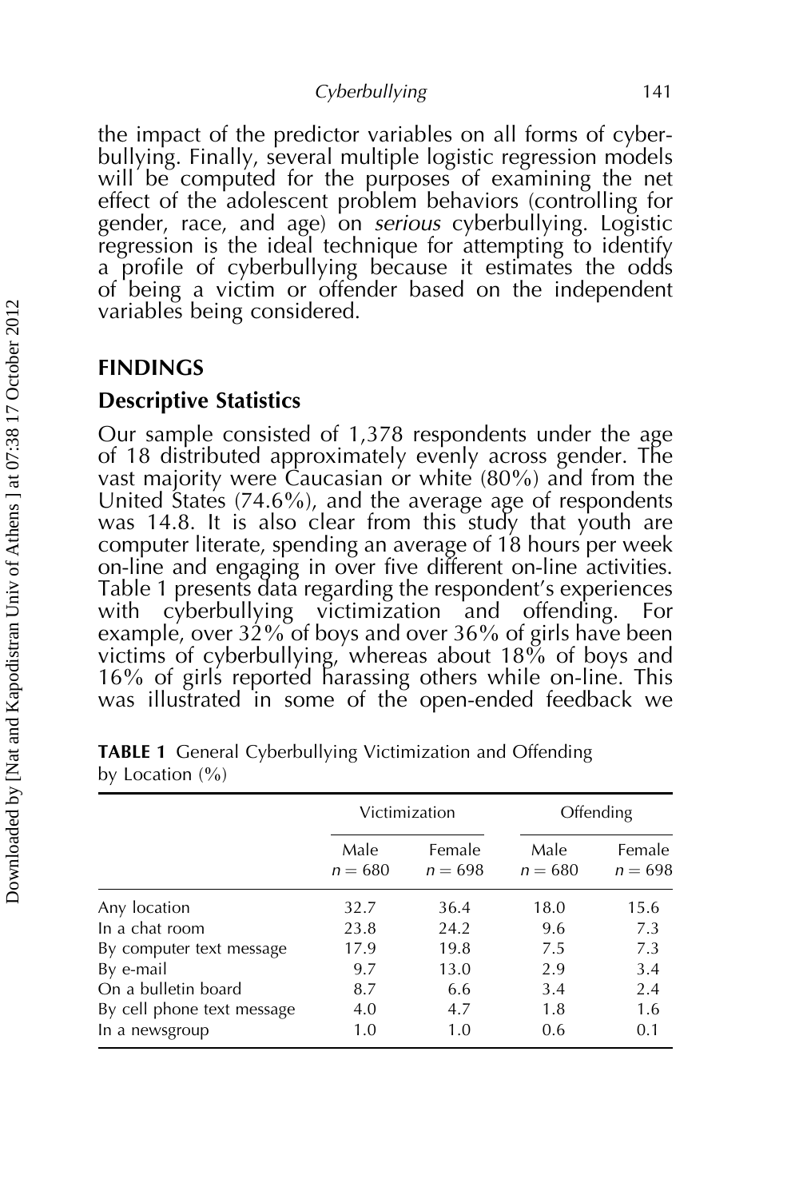the impact of the predictor variables on all forms of cyberbullying. Finally, several multiple logistic regression models will be computed for the purposes of examining the net effect of the adolescent problem behaviors (controlling for gender, race, and age) on *serious* cyberbullying. Logistic regression is the ideal technique for attempting to identify a profile of cyberbullying because it estimates the odds of being a victim or offender based on the independent variables being considered.

## FINDINGS

### Descriptive Statistics

Our sample consisted of 1,378 respondents under the age of 18 distributed approximately evenly across gender. The vast majority were Caucasian or white (80%) and from the United States (74.6%), and the average age of respondents was 14.8. It is also clear from this study that youth are computer literate, spending an average of 18 hours per week on-line and engaging in over five different on-line activities. Table 1 presents data regarding the respondent's experiences with cyberbullying victimization and offending. For example, over 32% of boys and over 36% of girls have been victims of cyberbullying, whereas about 18% of boys and 16% of girls reported harassing others while on-line. This was illustrated in some of the open-ended feedback we

**TABLE 1** General Cyberbullying Victimization and Offending by Location (%)

| | Victimization | | Offending | |
|---|---|---|---|---|
| | Male $n = 680$ | Female $n = 698$ | Male $n = 680$ | Female $n = 698$ |
| Any location | 32.7 | 36.4 | 18.0 | 15.6 |
| In a chat room | 23.8 | 24.2 | 9.6 | 7.3 |
| By computer text message | 17.9 | 19.8 | 7.5 | 7.3 |
| By e-mail | 9.7 | 13.0 | 2.9 | 3.4 |
| On a bulletin board | 8.7 | 6.6 | 3.4 | 2.4 |
| By cell phone text message | 4.0 | 4.7 | 1.8 | 1.6 |
| In a newsgroup | 1.0 | 1.0 | 0.6 | 0.1 |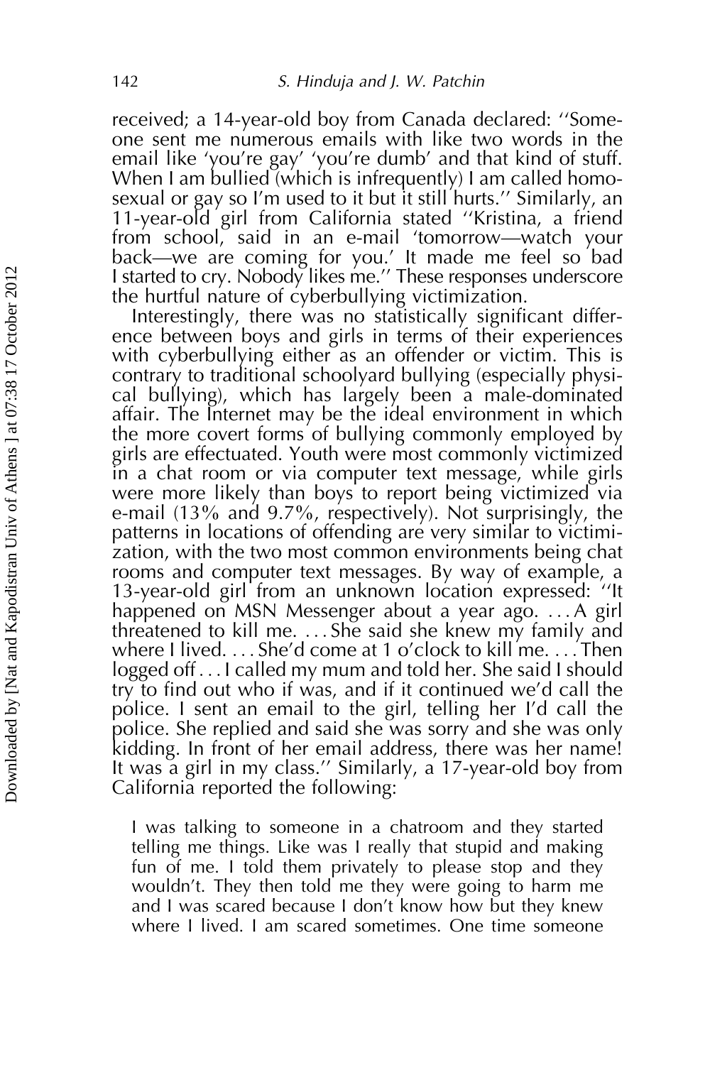received; a 14-year-old boy from Canada declared: ''Someone sent me numerous emails with like two words in the email like 'you're gay' 'you're dumb' and that kind of stuff. When I am bullied (which is infrequently) I am called homosexual or gay so I'm used to it but it still hurts.'' Similarly, an 11-year-old girl from California stated ''Kristina, a friend from school, said in an e-mail 'tomorrow—watch your back—we are coming for you.' It made me feel so bad I started to cry. Nobody likes me.'' These responses underscore the hurtful nature of cyberbullying victimization.

Interestingly, there was no statistically significant difference between boys and girls in terms of their experiences with cyberbullying either as an offender or victim. This is contrary to traditional schoolyard bullying (especially physical bullying), which has largely been a male-dominated affair. The Internet may be the ideal environment in which the more covert forms of bullying commonly employed by girls are effectuated. Youth were most commonly victimized in a chat room or via computer text message, while girls were more likely than boys to report being victimized via e-mail (13% and 9.7%, respectively). Not surprisingly, the patterns in locations of offending are very similar to victimization, with the two most common environments being chat rooms and computer text messages. By way of example, a 13-year-old girl from an unknown location expressed: ''It happened on MSN Messenger about a year ago. . . . A girl threatened to kill me. . . . She said she knew my family and where I lived. . . . She'd come at 1 o'clock to kill me. . . . Then logged off . . . I called my mum and told her. She said I should try to find out who if was, and if it continued we'd call the police. I sent an email to the girl, telling her I'd call the police. She replied and said she was sorry and she was only kidding. In front of her email address, there was her name! It was a girl in my class.'' Similarly, a 17-year-old boy from California reported the following:

> I was talking to someone in a chatroom and they started telling me things. Like was I really that stupid and making fun of me. I told them privately to please stop and they wouldn't. They then told me they were going to harm me and I was scared because I don't know how but they knew where I lived. I am scared sometimes. One time someone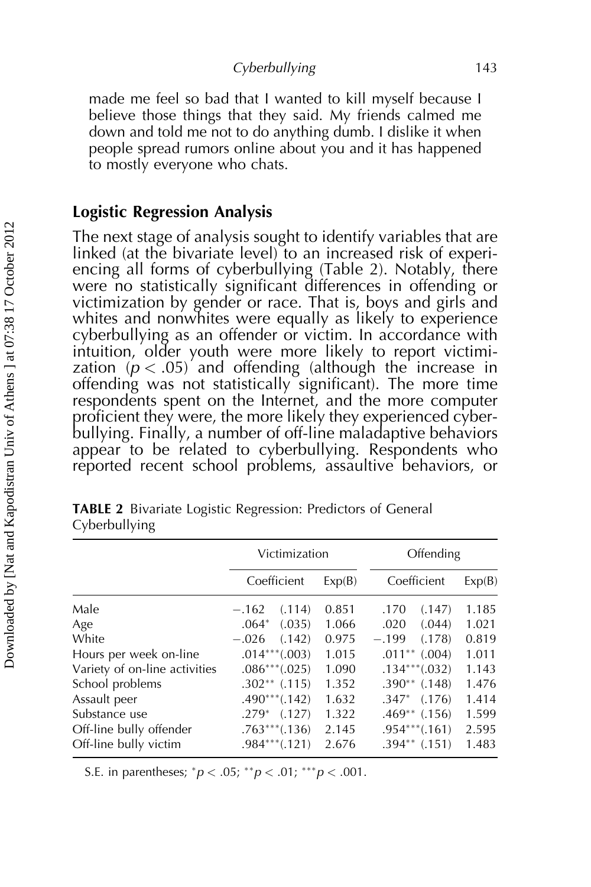made me feel so bad that I wanted to kill myself because I believe those things that they said. My friends calmed me down and told me not to do anything dumb. I dislike it when people spread rumors online about you and it has happened to mostly everyone who chats.

## Logistic Regression Analysis

The next stage of analysis sought to identify variables that are linked (at the bivariate level) to an increased risk of experiencing all forms of cyberbullying (Table 2). Notably, there were no statistically significant differences in offending or victimization by gender or race. That is, boys and girls and whites and nonwhites were equally as likely to experience cyberbullying as an offender or victim. In accordance with intuition, older youth were more likely to report victimization ($p < .05$) and offending (although the increase in offending was not statistically significant). The more time respondents spent on the Internet, and the more computer proficient they were, the more likely they experienced cyberbullying. Finally, a number of off-line maladaptive behaviors appear to be related to cyberbullying. Respondents who reported recent school problems, assaultive behaviors, or

**TABLE 2** Bivariate Logistic Regression: Predictors of General Cyberbullying

| | Victimization | | Offending | |
|---|---|---|---|---|
| | Coefficient | Exp(B) | Coefficient | Exp(B) |
| Male | −.162 (.114) | 0.851 | .170 (.147) | 1.185 |
| Age | .064* (.035) | 1.066 | .020 (.044) | 1.021 |
| White | −.026 (.142) | 0.975 | −.199 (.178) | 0.819 |
| Hours per week on-line | .014*** (.003) | 1.015 | .011** (.004) | 1.011 |
| Variety of on-line activities | .086*** (.025) | 1.090 | .134*** (.032) | 1.143 |
| School problems | .302** (.115) | 1.352 | .390** (.148) | 1.476 |
| Assault peer | .490*** (.142) | 1.632 | .347* (.176) | 1.414 |
| Substance use | .279* (.127) | 1.322 | .469** (.156) | 1.599 |
| Off-line bully offender | .763*** (.136) | 2.145 | .954*** (.161) | 2.595 |
| Off-line bully victim | .984*** (.121) | 2.676 | .394** (.151) | 1.483 |

S.E. in parentheses; $^{*}p < .05$; $^{**}p < .01$; $^{***}p < .001$.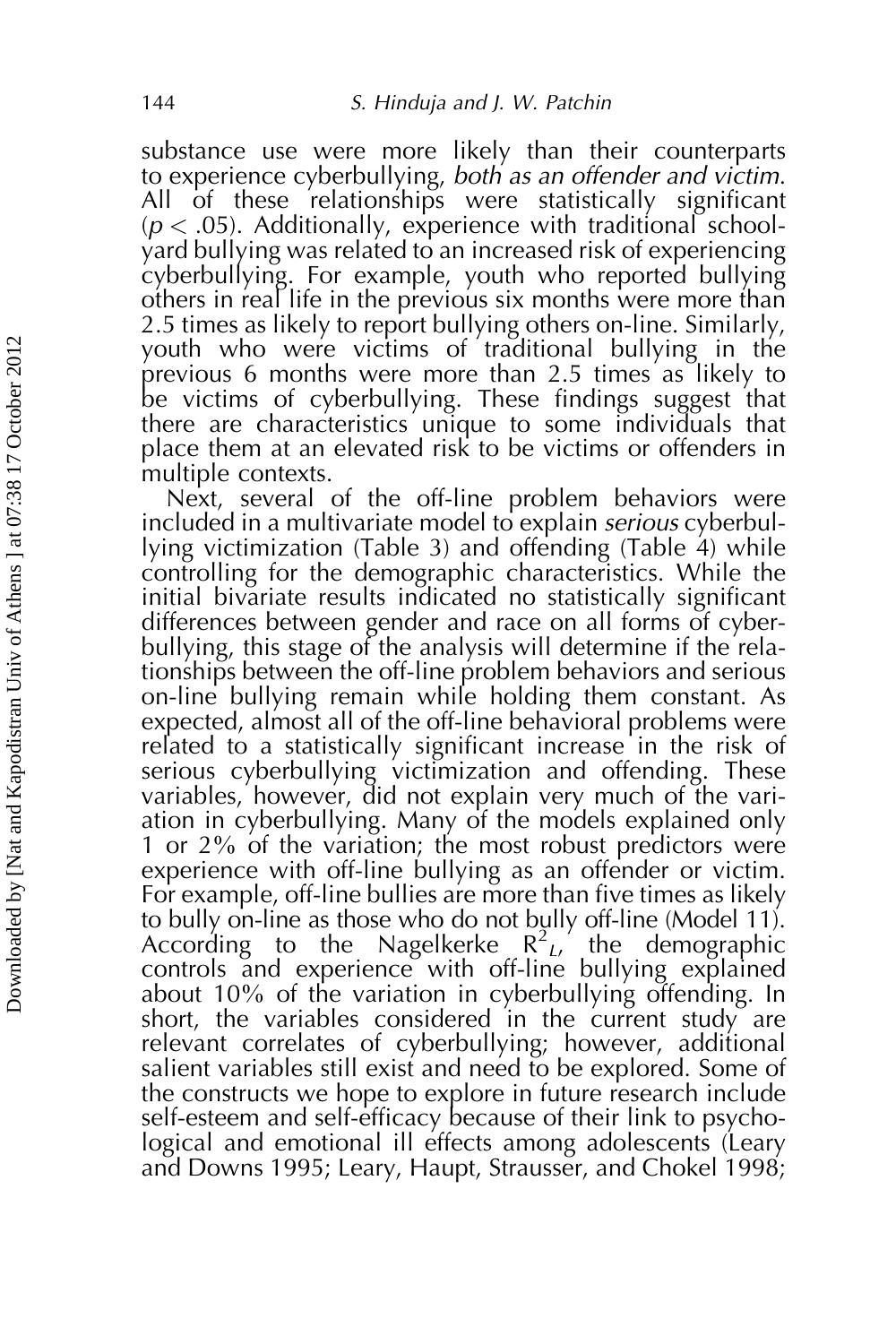substance use were more likely than their counterparts to experience cyberbullying, *both as an offender and victim*. All of these relationships were statistically significant ($p < .05$). Additionally, experience with traditional schoolyard bullying was related to an increased risk of experiencing cyberbullying. For example, youth who reported bullying others in real life in the previous six months were more than 2.5 times as likely to report bullying others on-line. Similarly, youth who were victims of traditional bullying in the previous 6 months were more than 2.5 times as likely to be victims of cyberbullying. These findings suggest that there are characteristics unique to some individuals that place them at an elevated risk to be victims or offenders in multiple contexts.

Next, several of the off-line problem behaviors were included in a multivariate model to explain *serious* cyberbullying victimization (Table 3) and offending (Table 4) while controlling for the demographic characteristics. While the initial bivariate results indicated no statistically significant differences between gender and race on all forms of cyberbullying, this stage of the analysis will determine if the relationships between the off-line problem behaviors and serious on-line bullying remain while holding them constant. As expected, almost all of the off-line behavioral problems were related to a statistically significant increase in the risk of serious cyberbullying victimization and offending. These variables, however, did not explain very much of the variation in cyberbullying. Many of the models explained only 1 or 2% of the variation; the most robust predictors were experience with off-line bullying as an offender or victim. For example, off-line bullies are more than five times as likely to bully on-line as those who do not bully off-line (Model 11). According to the Nagelkerke $R^2_L$, the demographic controls and experience with off-line bullying explained about 10% of the variation in cyberbullying offending. In short, the variables considered in the current study are relevant correlates of cyberbullying; however, additional salient variables still exist and need to be explored. Some of the constructs we hope to explore in future research include self-esteem and self-efficacy because of their link to psychological and emotional ill effects among adolescents (Leary and Downs 1995; Leary, Haupt, Strausser, and Chokel 1998;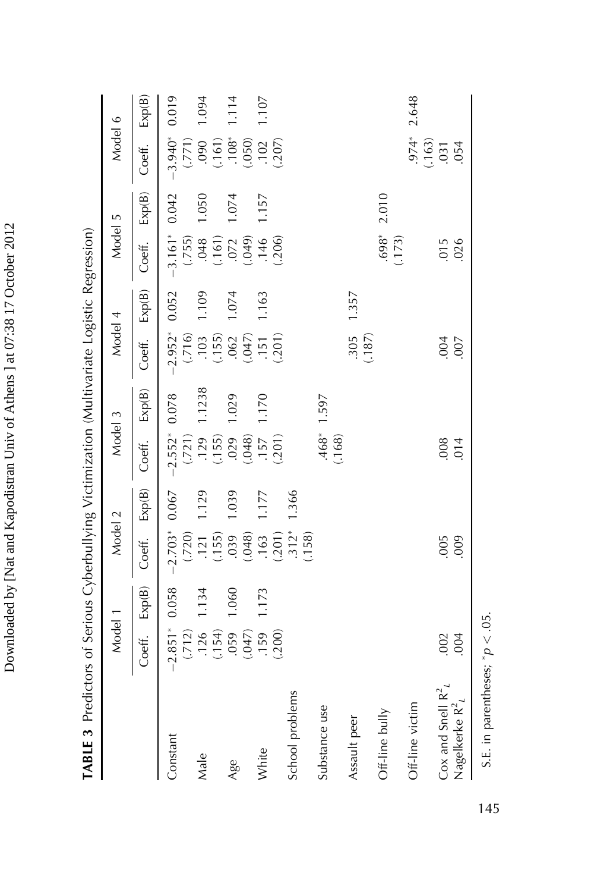**TABLE 3** Predictors of Serious Cyberbullying Victimization (Multivariate Logistic Regression)

| | Model 1 | | Model 2 | | Model 3 | | Model 4 | | Model 5 | | Model 6 | |
|---|---|---|---|---|---|---|---|---|---|---|---|---|
| | Coeff. | Exp(B) | Coeff. | Exp(B) | Coeff. | Exp(B) | Coeff. | Exp(B) | Coeff. | Exp(B) | Coeff. | Exp(B) |
| Constant | −2.851* (.712) | 0.058 | −2.703* (.720) | 0.067 | −2.552* (.721) | 0.078 | −2.952* (.716) | 0.052 | −3.161* (.755) | 0.042 | −3.940* (.771) | 0.019 |
| Male | .126 (.154) | 1.134 | .121 (.155) | 1.129 | .129 (.155) | 1.1238 | .103 (.155) | 1.109 | .048 (.161) | 1.050 | .090 (.161) | 1.094 |
| Age | .059 (.047) | 1.060 | .039 (.048) | 1.039 | .029 (.048) | 1.029 | .062 (.047) | 1.074 | .072 (.049) | 1.074 | .108* (.050) | 1.114 |
| White | .159 (.200) | 1.173 | .163 (.201) | 1.177 | .157 (.201) | 1.170 | .151 (.201) | 1.163 | .146 (.206) | 1.157 | .102 (.207) | 1.107 |
| School problems | | | .312* (.158) | 1.366 | | | | | | | | |
| Substance use | | | | | .468* (.168) | 1.597 | | | | | | |
| Assault peer | | | | | | | .305 (.187) | 1.357 | | | | |
| Off-line bully | | | | | | | | | .698* (.173) | 2.010 | | |
| Off-line victim | | | | | | | | | | | .974* (.163) | 2.648 |
| Cox and Snell $R^2_L$ | .002 | | .005 | | .008 | | .004 | | .015 | | .031 | |
| Nagelkerke $R^2_L$ | .004 | | .009 | | .014 | | .007 | | .026 | | .054 | |

S.E. in parentheses; $^*p < .05$.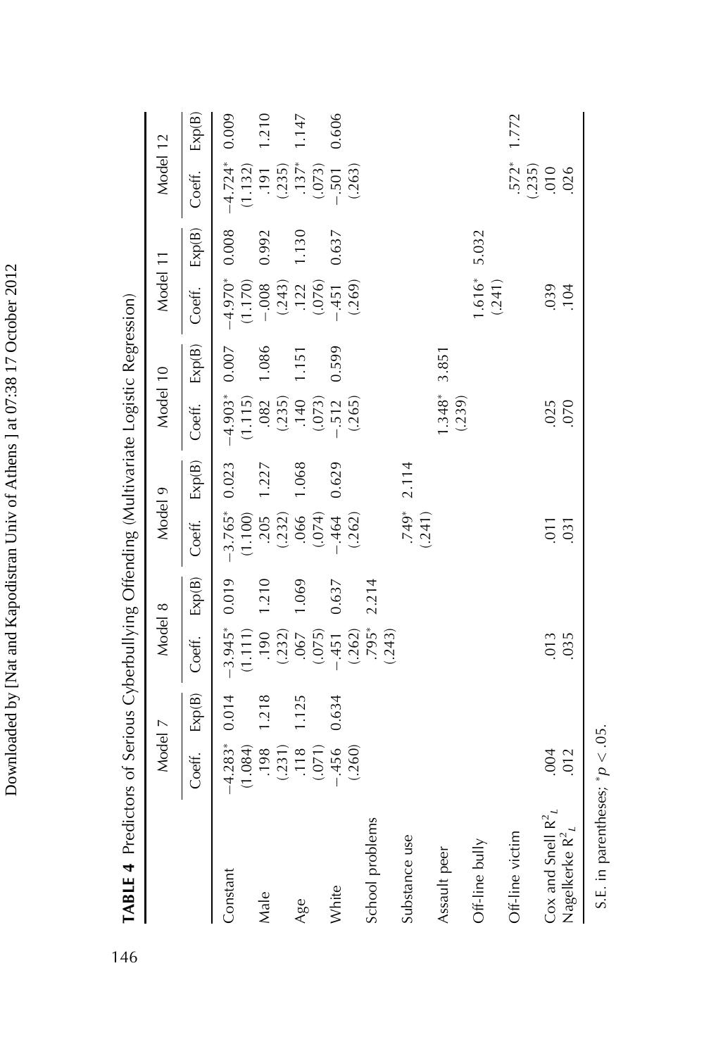**TABLE 4** Predictors of Serious Cyberbullying Offending (Multivariate Logistic Regression)

| | Model 7 | | Model 8 | | Model 9 | | Model 10 | | Model 11 | | Model 12 | |
|---|---|---|---|---|---|---|---|---|---|---|---|---|
| | Coeff. | Exp(B) | Coeff. | Exp(B) | Coeff. | Exp(B) | Coeff. | Exp(B) | Coeff. | Exp(B) | Coeff. | Exp(B) |
| Constant | −4.283* | 0.014 | −3.945* | 0.019 | −3.765* | 0.023 | −4.903* | 0.007 | −4.970* | 0.008 | −4.724* | 0.009 |
| | (1.084) | | (1.111) | | (1.100) | | (1.115) | | (1.170) | | (1.132) | |
| Male | .198 | 1.218 | .190 | 1.210 | .205 | 1.227 | .082 | 1.086 | −.008 | 0.992 | .191 | 1.210 |
| | (.231) | | (.232) | | (.232) | | (.235) | | (.243) | | (.235) | |
| Age | .118 | 1.125 | .067 | 1.069 | .066 | 1.068 | .140 | 1.151 | .122 | 1.130 | .137* | 1.147 |
| | (.071) | | (.075) | | (.074) | | (.073) | | (.076) | | (.073) | |
| White | −.456 | 0.634 | −.451 | 0.637 | −.464 | 0.629 | −.512 | 0.599 | −.451 | 0.637 | −.501 | 0.606 |
| | (.260) | | (.262) | | (.262) | | (.265) | | (.269) | | (.263) | |
| School problems | | | .795* | 2.214 | | | | | | | | |
| | | | (.243) | | | | | | | | | |
| Substance use | | | | | .749* | 2.114 | | | | | | |
| | | | | | (.241) | | | | | | | |
| Assault peer | | | | | | | 1.348* | 3.851 | | | | |
| | | | | | | | (.239) | | | | | |
| Off-line bully | | | | | | | | | 1.616* | 5.032 | | |
| | | | | | | | | | (.241) | | | |
| Off-line victim | | | | | | | | | | | .572* | 1.772 |
| | | | | | | | | | | | (.235) | |
| Cox and Snell $R^2_L$ | .004 | | .013 | | .011 | | .025 | | .039 | | .010 | |
| Nagelkerke $R^2_L$ | .012 | | .035 | | .031 | | .070 | | .104 | | .026 | |

S.E. in parentheses; $^*p < .05$.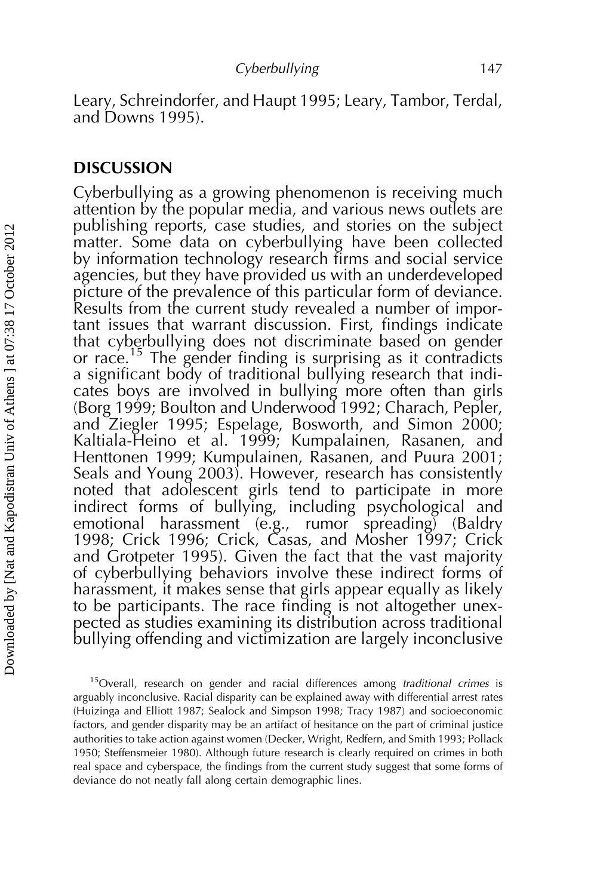Leary, Schreindorfer, and Haupt 1995; Leary, Tambor, Terdal, and Downs 1995).

## DISCUSSION

Cyberbullying as a growing phenomenon is receiving much attention by the popular media, and various news outlets are publishing reports, case studies, and stories on the subject matter. Some data on cyberbullying have been collected by information technology research firms and social service agencies, but they have provided us with an underdeveloped picture of the prevalence of this particular form of deviance. Results from the current study revealed a number of important issues that warrant discussion. First, findings indicate that cyberbullying does not discriminate based on gender or race.[15] The gender finding is surprising as it contradicts a significant body of traditional bullying research that indicates boys are involved in bullying more often than girls (Borg 1999; Boulton and Underwood 1992; Charach, Pepler, and Ziegler 1995; Espelage, Bosworth, and Simon 2000; Kaltiala-Heino et al. 1999; Kumpalainen, Rasanen, and Henttonen 1999; Kumpulainen, Rasanen, and Puura 2001; Seals and Young 2003). However, research has consistently noted that adolescent girls tend to participate in more indirect forms of bullying, including psychological and emotional harassment (e.g., rumor spreading) (Baldry 1998; Crick 1996; Crick, Casas, and Mosher 1997; Crick and Grotpeter 1995). Given the fact that the vast majority of cyberbullying behaviors involve these indirect forms of harassment, it makes sense that girls appear equally as likely to be participants. The race finding is not altogether unexpected as studies examining its distribution across traditional bullying offending and victimization are largely inconclusive

[15]Overall, research on gender and racial differences among *traditional crimes* is arguably inconclusive. Racial disparity can be explained away with differential arrest rates (Huizinga and Elliott 1987; Sealock and Simpson 1998; Tracy 1987) and socioeconomic factors, and gender disparity may be an artifact of hesitance on the part of criminal justice authorities to take action against women (Decker, Wright, Redfern, and Smith 1993; Pollack 1950; Steffensmeier 1980). Although future research is clearly required on crimes in both real space and cyberspace, the findings from the current study suggest that some forms of deviance do not neatly fall along certain demographic lines.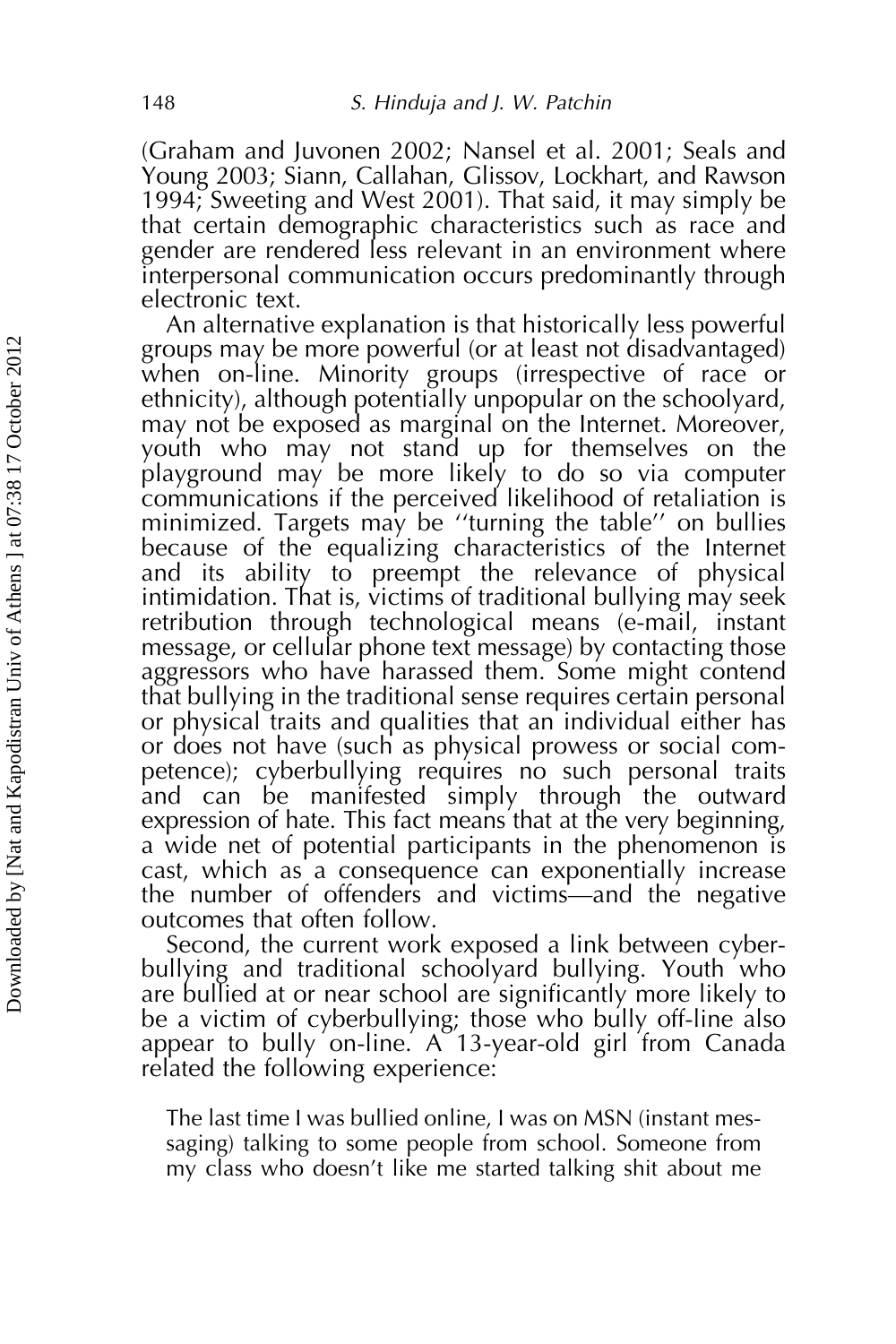(Graham and Juvonen 2002; Nansel et al. 2001; Seals and Young 2003; Siann, Callahan, Glissov, Lockhart, and Rawson 1994; Sweeting and West 2001). That said, it may simply be that certain demographic characteristics such as race and gender are rendered less relevant in an environment where interpersonal communication occurs predominantly through electronic text.

An alternative explanation is that historically less powerful groups may be more powerful (or at least not disadvantaged) when on-line. Minority groups (irrespective of race or ethnicity), although potentially unpopular on the schoolyard, may not be exposed as marginal on the Internet. Moreover, youth who may not stand up for themselves on the playground may be more likely to do so via computer communications if the perceived likelihood of retaliation is minimized. Targets may be ''turning the table'' on bullies because of the equalizing characteristics of the Internet and its ability to preempt the relevance of physical intimidation. That is, victims of traditional bullying may seek retribution through technological means (e-mail, instant message, or cellular phone text message) by contacting those aggressors who have harassed them. Some might contend that bullying in the traditional sense requires certain personal or physical traits and qualities that an individual either has or does not have (such as physical prowess or social competence); cyberbullying requires no such personal traits and can be manifested simply through the outward expression of hate. This fact means that at the very beginning, a wide net of potential participants in the phenomenon is cast, which as a consequence can exponentially increase the number of offenders and victims—and the negative outcomes that often follow.

Second, the current work exposed a link between cyberbullying and traditional schoolyard bullying. Youth who are bullied at or near school are significantly more likely to be a victim of cyberbullying; those who bully off-line also appear to bully on-line. A 13-year-old girl from Canada related the following experience:

> The last time I was bullied online, I was on MSN (instant messaging) talking to some people from school. Someone from my class who doesn't like me started talking shit about me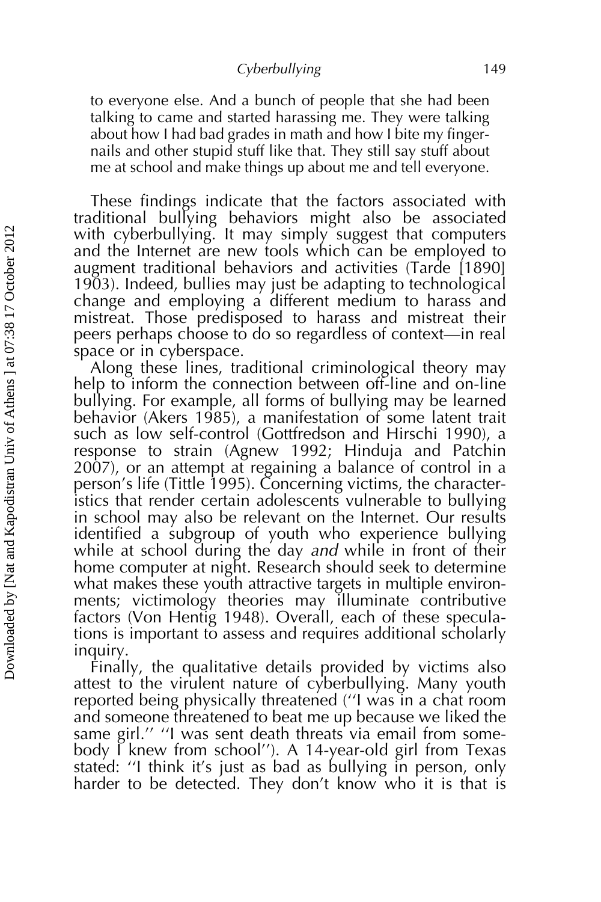to everyone else. And a bunch of people that she had been talking to came and started harassing me. They were talking about how I had bad grades in math and how I bite my fingernails and other stupid stuff like that. They still say stuff about me at school and make things up about me and tell everyone.

These findings indicate that the factors associated with traditional bullying behaviors might also be associated with cyberbullying. It may simply suggest that computers and the Internet are new tools which can be employed to augment traditional behaviors and activities (Tarde [1890] 1903). Indeed, bullies may just be adapting to technological change and employing a different medium to harass and mistreat. Those predisposed to harass and mistreat their peers perhaps choose to do so regardless of context—in real space or in cyberspace.

Along these lines, traditional criminological theory may help to inform the connection between off-line and on-line bullying. For example, all forms of bullying may be learned behavior (Akers 1985), a manifestation of some latent trait such as low self-control (Gottfredson and Hirschi 1990), a response to strain (Agnew 1992; Hinduja and Patchin 2007), or an attempt at regaining a balance of control in a person's life (Tittle 1995). Concerning victims, the characteristics that render certain adolescents vulnerable to bullying in school may also be relevant on the Internet. Our results identified a subgroup of youth who experience bullying while at school during the day *and* while in front of their home computer at night. Research should seek to determine what makes these youth attractive targets in multiple environments; victimology theories may illuminate contributive factors (Von Hentig 1948). Overall, each of these speculations is important to assess and requires additional scholarly inquiry.

Finally, the qualitative details provided by victims also attest to the virulent nature of cyberbullying. Many youth reported being physically threatened (''I was in a chat room and someone threatened to beat me up because we liked the same girl.'' ''I was sent death threats via email from somebody I knew from school''). A 14-year-old girl from Texas stated: ''I think it's just as bad as bullying in person, only harder to be detected. They don't know who it is that is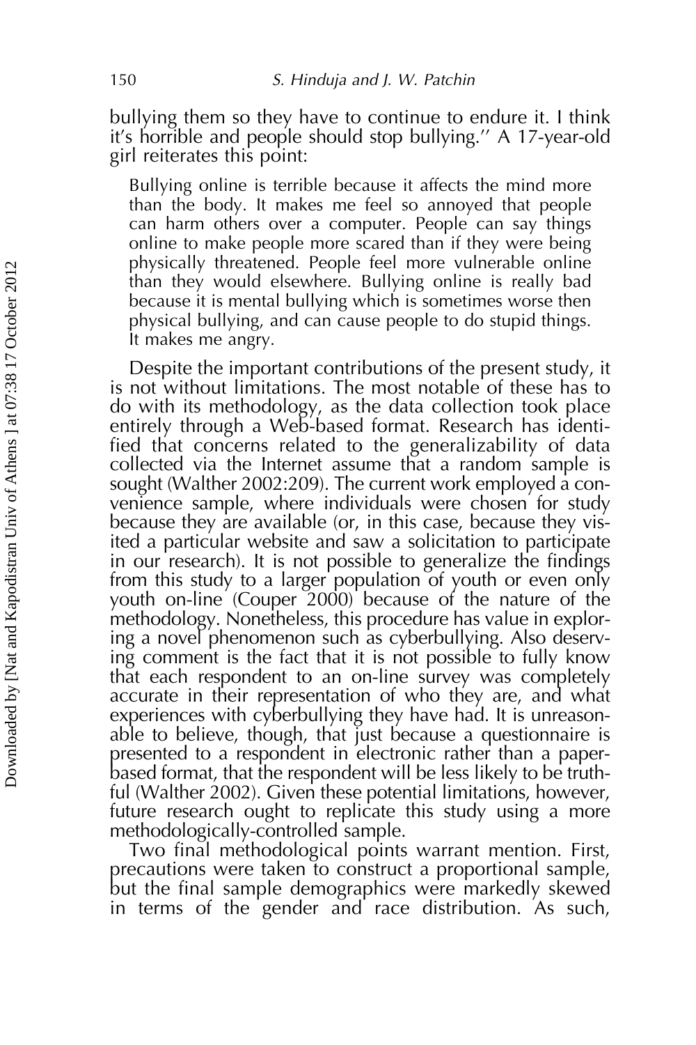bullying them so they have to continue to endure it. I think it's horrible and people should stop bullying.'' A 17-year-old girl reiterates this point:

> Bullying online is terrible because it affects the mind more than the body. It makes me feel so annoyed that people can harm others over a computer. People can say things online to make people more scared than if they were being physically threatened. People feel more vulnerable online than they would elsewhere. Bullying online is really bad because it is mental bullying which is sometimes worse then physical bullying, and can cause people to do stupid things. It makes me angry.

Despite the important contributions of the present study, it is not without limitations. The most notable of these has to do with its methodology, as the data collection took place entirely through a Web-based format. Research has identified that concerns related to the generalizability of data collected via the Internet assume that a random sample is sought (Walther 2002:209). The current work employed a convenience sample, where individuals were chosen for study because they are available (or, in this case, because they visited a particular website and saw a solicitation to participate in our research). It is not possible to generalize the findings from this study to a larger population of youth or even only youth on-line (Couper 2000) because of the nature of the methodology. Nonetheless, this procedure has value in exploring a novel phenomenon such as cyberbullying. Also deserving comment is the fact that it is not possible to fully know that each respondent to an on-line survey was completely accurate in their representation of who they are, and what experiences with cyberbullying they have had. It is unreasonable to believe, though, that just because a questionnaire is presented to a respondent in electronic rather than a paper-based format, that the respondent will be less likely to be truthful (Walther 2002). Given these potential limitations, however, future research ought to replicate this study using a more methodologically-controlled sample.

Two final methodological points warrant mention. First, precautions were taken to construct a proportional sample, but the final sample demographics were markedly skewed in terms of the gender and race distribution. As such,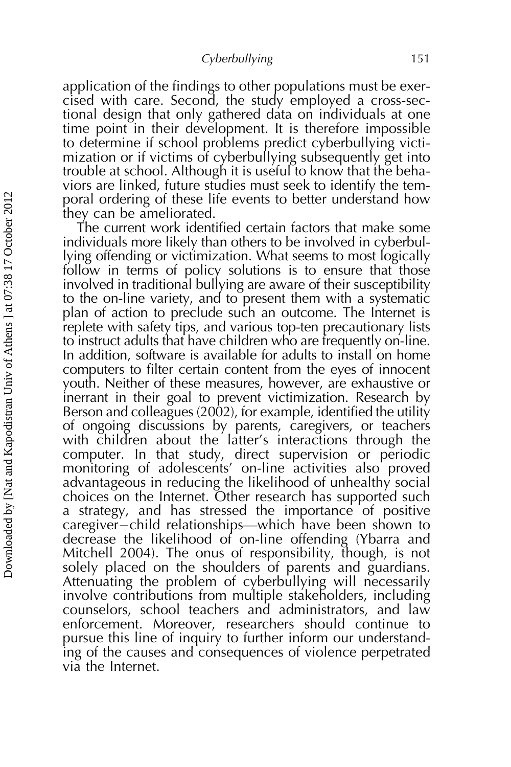application of the findings to other populations must be exercised with care. Second, the study employed a cross-sectional design that only gathered data on individuals at one time point in their development. It is therefore impossible to determine if school problems predict cyberbullying victimization or if victims of cyberbullying subsequently get into trouble at school. Although it is useful to know that the behaviors are linked, future studies must seek to identify the temporal ordering of these life events to better understand how they can be ameliorated.

The current work identified certain factors that make some individuals more likely than others to be involved in cyberbullying offending or victimization. What seems to most logically follow in terms of policy solutions is to ensure that those involved in traditional bullying are aware of their susceptibility to the on-line variety, and to present them with a systematic plan of action to preclude such an outcome. The Internet is replete with safety tips, and various top-ten precautionary lists to instruct adults that have children who are frequently on-line. In addition, software is available for adults to install on home computers to filter certain content from the eyes of innocent youth. Neither of these measures, however, are exhaustive or inerrant in their goal to prevent victimization. Research by Berson and colleagues (2002), for example, identified the utility of ongoing discussions by parents, caregivers, or teachers with children about the latter's interactions through the computer. In that study, direct supervision or periodic monitoring of adolescents' on-line activities also proved advantageous in reducing the likelihood of unhealthy social choices on the Internet. Other research has supported such a strategy, and has stressed the importance of positive caregiver–child relationships—which have been shown to decrease the likelihood of on-line offending (Ybarra and Mitchell 2004). The onus of responsibility, though, is not solely placed on the shoulders of parents and guardians. Attenuating the problem of cyberbullying will necessarily involve contributions from multiple stakeholders, including counselors, school teachers and administrators, and law enforcement. Moreover, researchers should continue to pursue this line of inquiry to further inform our understanding of the causes and consequences of violence perpetrated via the Internet.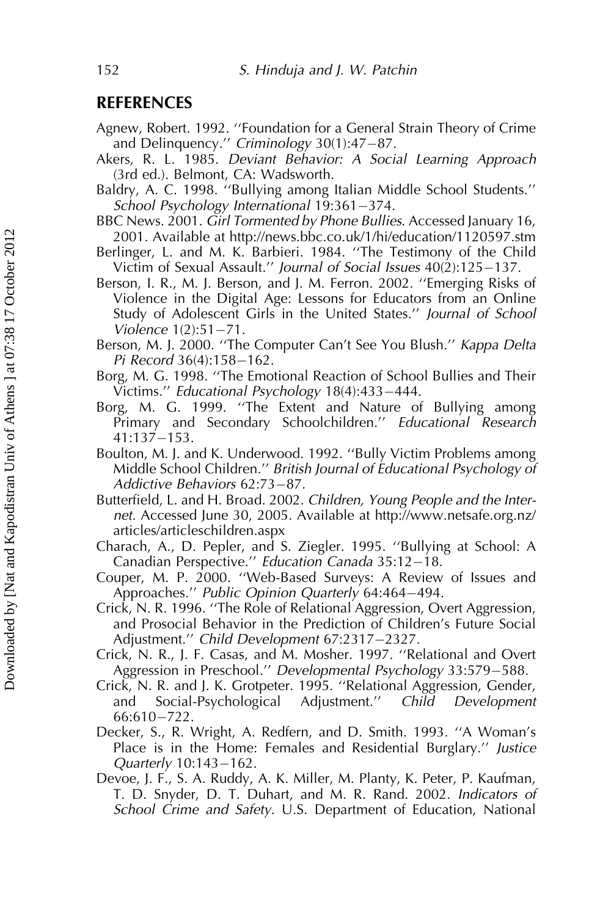## REFERENCES

Agnew, Robert. 1992. ''Foundation for a General Strain Theory of Crime and Delinquency.'' *Criminology* 30(1):47–87.

Akers, R. L. 1985. *Deviant Behavior: A Social Learning Approach* (3rd ed.). Belmont, CA: Wadsworth.

Baldry, A. C. 1998. ''Bullying among Italian Middle School Students.'' *School Psychology International* 19:361–374.

BBC News. 2001. *Girl Tormented by Phone Bullies*. Accessed January 16, 2001. Available at http://news.bbc.co.uk/1/hi/education/1120597.stm

Berlinger, L. and M. K. Barbieri. 1984. ''The Testimony of the Child Victim of Sexual Assault.'' *Journal of Social Issues* 40(2):125–137.

Berson, I. R., M. J. Berson, and J. M. Ferron. 2002. ''Emerging Risks of Violence in the Digital Age: Lessons for Educators from an Online Study of Adolescent Girls in the United States.'' *Journal of School Violence* 1(2):51–71.

Berson, M. J. 2000. ''The Computer Can't See You Blush.'' *Kappa Delta Pi Record* 36(4):158–162.

Borg, M. G. 1998. ''The Emotional Reaction of School Bullies and Their Victims.'' *Educational Psychology* 18(4):433–444.

Borg, M. G. 1999. ''The Extent and Nature of Bullying among Primary and Secondary Schoolchildren.'' *Educational Research* 41:137–153.

Boulton, M. J. and K. Underwood. 1992. ''Bully Victim Problems among Middle School Children.'' *British Journal of Educational Psychology of Addictive Behaviors* 62:73–87.

Butterfield, L. and H. Broad. 2002. *Children, Young People and the Internet*. Accessed June 30, 2005. Available at http://www.netsafe.org.nz/articles/articleschildren.aspx

Charach, A., D. Pepler, and S. Ziegler. 1995. ''Bullying at School: A Canadian Perspective.'' *Education Canada* 35:12–18.

Couper, M. P. 2000. ''Web-Based Surveys: A Review of Issues and Approaches.'' *Public Opinion Quarterly* 64:464–494.

Crick, N. R. 1996. ''The Role of Relational Aggression, Overt Aggression, and Prosocial Behavior in the Prediction of Children's Future Social Adjustment.'' *Child Development* 67:2317–2327.

Crick, N. R., J. F. Casas, and M. Mosher. 1997. ''Relational and Overt Aggression in Preschool.'' *Developmental Psychology* 33:579–588.

Crick, N. R. and J. K. Grotpeter. 1995. ''Relational Aggression, Gender, and Social-Psychological Adjustment.'' *Child Development* 66:610–722.

Decker, S., R. Wright, A. Redfern, and D. Smith. 1993. ''A Woman's Place is in the Home: Females and Residential Burglary.'' *Justice Quarterly* 10:143–162.

Devoe, J. F., S. A. Ruddy, A. K. Miller, M. Planty, K. Peter, P. Kaufman, T. D. Snyder, D. T. Duhart, and M. R. Rand. 2002. *Indicators of School Crime and Safety*. U.S. Department of Education, National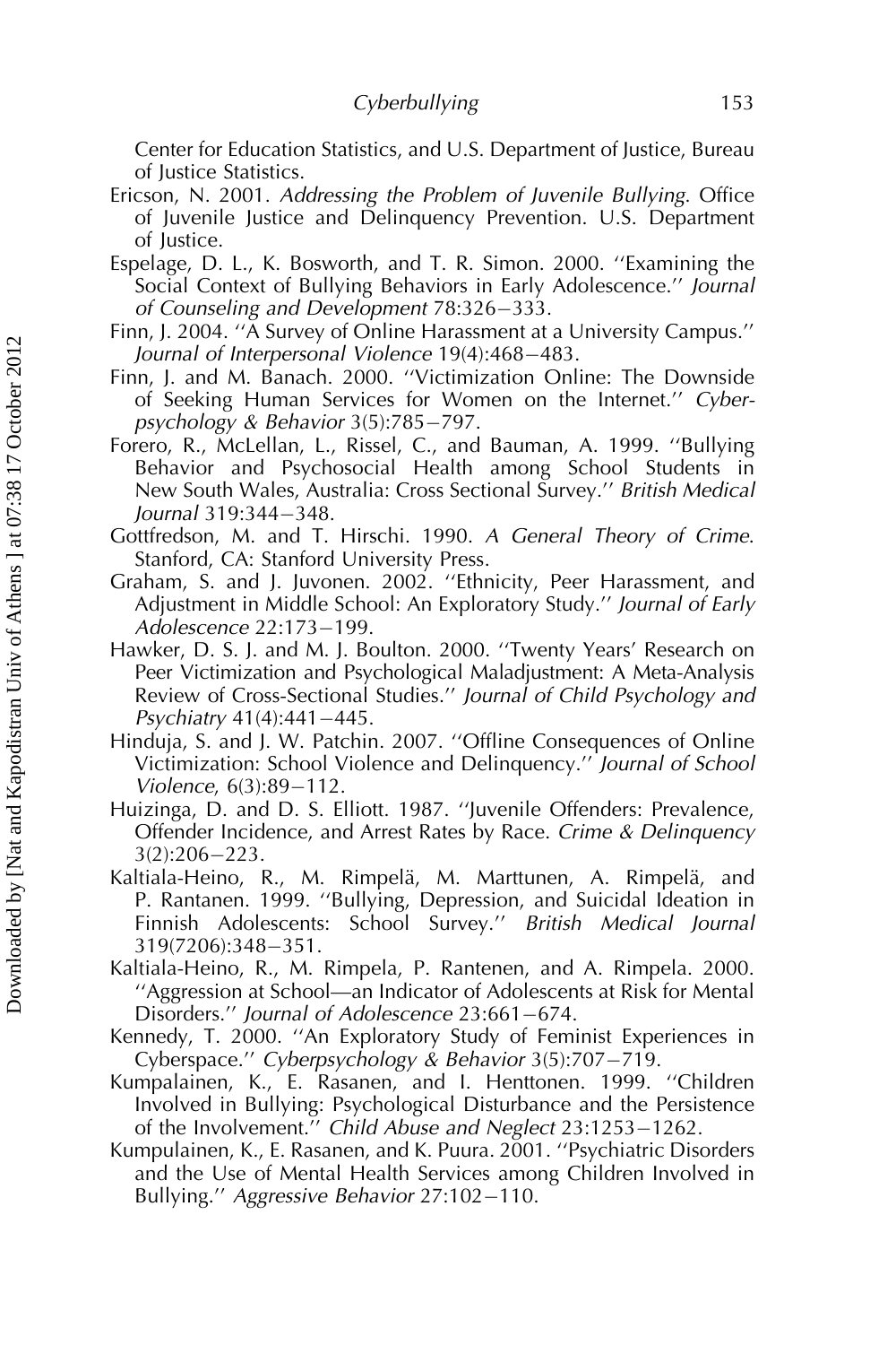Center for Education Statistics, and U.S. Department of Justice, Bureau of Justice Statistics.

Ericson, N. 2001. *Addressing the Problem of Juvenile Bullying*. Office of Juvenile Justice and Delinquency Prevention. U.S. Department of Justice.

Espelage, D. L., K. Bosworth, and T. R. Simon. 2000. ''Examining the Social Context of Bullying Behaviors in Early Adolescence.'' *Journal of Counseling and Development* 78:326–333.

Finn, J. 2004. ''A Survey of Online Harassment at a University Campus.'' *Journal of Interpersonal Violence* 19(4):468–483.

Finn, J. and M. Banach. 2000. ''Victimization Online: The Downside of Seeking Human Services for Women on the Internet.'' *Cyberpsychology & Behavior* 3(5):785–797.

Forero, R., McLellan, L., Rissel, C., and Bauman, A. 1999. ''Bullying Behavior and Psychosocial Health among School Students in New South Wales, Australia: Cross Sectional Survey.'' *British Medical Journal* 319:344–348.

Gottfredson, M. and T. Hirschi. 1990. *A General Theory of Crime*. Stanford, CA: Stanford University Press.

Graham, S. and J. Juvonen. 2002. ''Ethnicity, Peer Harassment, and Adjustment in Middle School: An Exploratory Study.'' *Journal of Early Adolescence* 22:173–199.

Hawker, D. S. J. and M. J. Boulton. 2000. ''Twenty Years' Research on Peer Victimization and Psychological Maladjustment: A Meta-Analysis Review of Cross-Sectional Studies.'' *Journal of Child Psychology and Psychiatry* 41(4):441–445.

Hinduja, S. and J. W. Patchin. 2007. ''Offline Consequences of Online Victimization: School Violence and Delinquency.'' *Journal of School Violence*, 6(3):89–112.

Huizinga, D. and D. S. Elliott. 1987. ''Juvenile Offenders: Prevalence, Offender Incidence, and Arrest Rates by Race. *Crime & Delinquency* 3(2):206–223.

Kaltiala-Heino, R., M. Rimpelä, M. Marttunen, A. Rimpelä, and P. Rantanen. 1999. ''Bullying, Depression, and Suicidal Ideation in Finnish Adolescents: School Survey.'' *British Medical Journal* 319(7206):348–351.

Kaltiala-Heino, R., M. Rimpela, P. Rantenen, and A. Rimpela. 2000. ''Aggression at School—an Indicator of Adolescents at Risk for Mental Disorders.'' *Journal of Adolescence* 23:661–674.

Kennedy, T. 2000. ''An Exploratory Study of Feminist Experiences in Cyberspace.'' *Cyberpsychology & Behavior* 3(5):707–719.

Kumpalainen, K., E. Rasanen, and I. Henttonen. 1999. ''Children Involved in Bullying: Psychological Disturbance and the Persistence of the Involvement.'' *Child Abuse and Neglect* 23:1253–1262.

Kumpulainen, K., E. Rasanen, and K. Puura. 2001. ''Psychiatric Disorders and the Use of Mental Health Services among Children Involved in Bullying.'' *Aggressive Behavior* 27:102–110.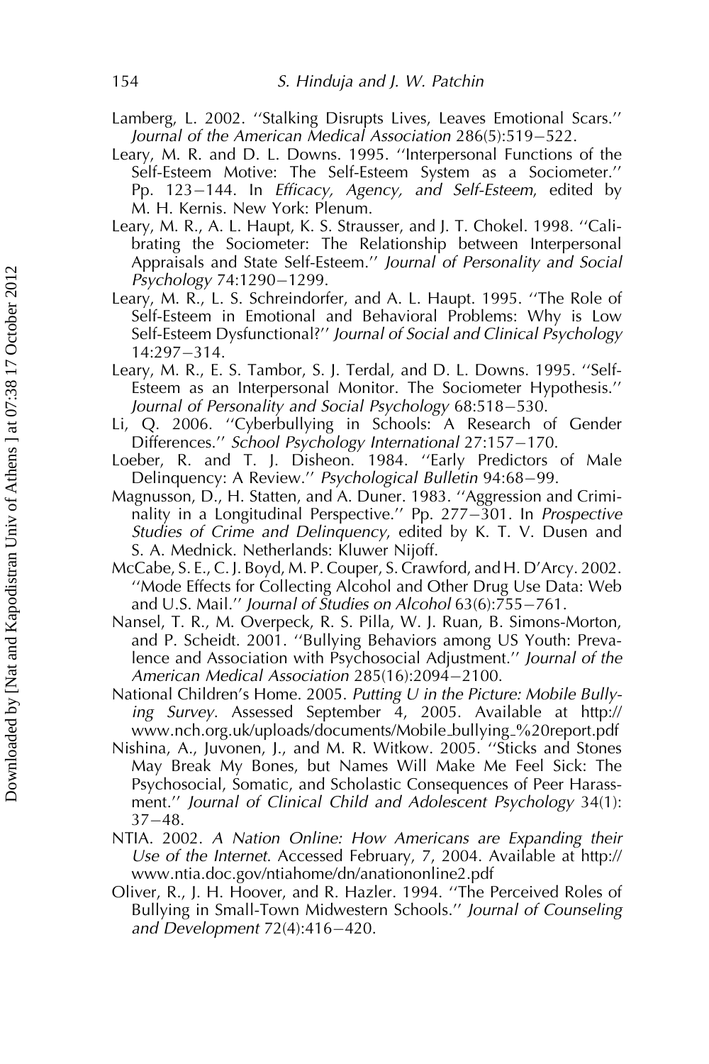Lamberg, L. 2002. ''Stalking Disrupts Lives, Leaves Emotional Scars.'' *Journal of the American Medical Association* 286(5):519–522.

Leary, M. R. and D. L. Downs. 1995. ''Interpersonal Functions of the Self-Esteem Motive: The Self-Esteem System as a Sociometer.'' Pp. 123–144. In *Efficacy, Agency, and Self-Esteem*, edited by M. H. Kernis. New York: Plenum.

Leary, M. R., A. L. Haupt, K. S. Strausser, and J. T. Chokel. 1998. ''Calibrating the Sociometer: The Relationship between Interpersonal Appraisals and State Self-Esteem.'' *Journal of Personality and Social Psychology* 74:1290–1299.

Leary, M. R., L. S. Schreindorfer, and A. L. Haupt. 1995. ''The Role of Self-Esteem in Emotional and Behavioral Problems: Why is Low Self-Esteem Dysfunctional?'' *Journal of Social and Clinical Psychology* 14:297–314.

Leary, M. R., E. S. Tambor, S. J. Terdal, and D. L. Downs. 1995. ''Self-Esteem as an Interpersonal Monitor. The Sociometer Hypothesis.'' *Journal of Personality and Social Psychology* 68:518–530.

Li, Q. 2006. ''Cyberbullying in Schools: A Research of Gender Differences.'' *School Psychology International* 27:157–170.

Loeber, R. and T. J. Disheon. 1984. ''Early Predictors of Male Delinquency: A Review.'' *Psychological Bulletin* 94:68–99.

Magnusson, D., H. Statten, and A. Duner. 1983. ''Aggression and Criminality in a Longitudinal Perspective.'' Pp. 277–301. In *Prospective Studies of Crime and Delinquency*, edited by K. T. V. Dusen and S. A. Mednick. Netherlands: Kluwer Nijoff.

McCabe, S. E., C. J. Boyd, M. P. Couper, S. Crawford, and H. D'Arcy. 2002. ''Mode Effects for Collecting Alcohol and Other Drug Use Data: Web and U.S. Mail.'' *Journal of Studies on Alcohol* 63(6):755–761.

Nansel, T. R., M. Overpeck, R. S. Pilla, W. J. Ruan, B. Simons-Morton, and P. Scheidt. 2001. ''Bullying Behaviors among US Youth: Prevalence and Association with Psychosocial Adjustment.'' *Journal of the American Medical Association* 285(16):2094–2100.

National Children's Home. 2005. *Putting U in the Picture: Mobile Bullying Survey*. Assessed September 4, 2005. Available at http://www.nch.org.uk/uploads/documents/Mobile_bullying_%20report.pdf

Nishina, A., Juvonen, J., and M. R. Witkow. 2005. ''Sticks and Stones May Break My Bones, but Names Will Make Me Feel Sick: The Psychosocial, Somatic, and Scholastic Consequences of Peer Harassment.'' *Journal of Clinical Child and Adolescent Psychology* 34(1): 37–48.

NTIA. 2002. *A Nation Online: How Americans are Expanding their Use of the Internet*. Accessed February, 7, 2004. Available at http://www.ntia.doc.gov/ntiahome/dn/anationonline2.pdf

Oliver, R., J. H. Hoover, and R. Hazler. 1994. ''The Perceived Roles of Bullying in Small-Town Midwestern Schools.'' *Journal of Counseling and Development* 72(4):416–420.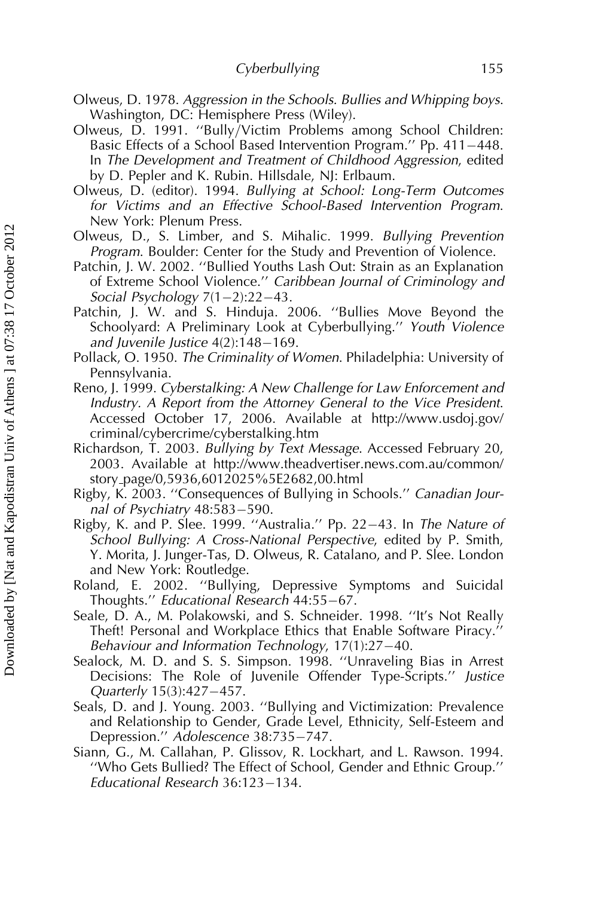Olweus, D. 1978. *Aggression in the Schools. Bullies and Whipping boys*. Washington, DC: Hemisphere Press (Wiley).

Olweus, D. 1991. ''Bully/Victim Problems among School Children: Basic Effects of a School Based Intervention Program.'' Pp. 411–448. In *The Development and Treatment of Childhood Aggression*, edited by D. Pepler and K. Rubin. Hillsdale, NJ: Erlbaum.

Olweus, D. (editor). 1994. *Bullying at School: Long-Term Outcomes for Victims and an Effective School-Based Intervention Program*. New York: Plenum Press.

Olweus, D., S. Limber, and S. Mihalic. 1999. *Bullying Prevention Program*. Boulder: Center for the Study and Prevention of Violence.

Patchin, J. W. 2002. ''Bullied Youths Lash Out: Strain as an Explanation of Extreme School Violence.'' *Caribbean Journal of Criminology and Social Psychology* 7(1–2):22–43.

Patchin, J. W. and S. Hinduja. 2006. ''Bullies Move Beyond the Schoolyard: A Preliminary Look at Cyberbullying.'' *Youth Violence and Juvenile Justice* 4(2):148–169.

Pollack, O. 1950. *The Criminality of Women*. Philadelphia: University of Pennsylvania.

Reno, J. 1999. *Cyberstalking: A New Challenge for Law Enforcement and Industry. A Report from the Attorney General to the Vice President*. Accessed October 17, 2006. Available at http://www.usdoj.gov/criminal/cybercrime/cyberstalking.htm

Richardson, T. 2003. *Bullying by Text Message*. Accessed February 20, 2003. Available at http://www.theadvertiser.news.com.au/common/story_page/0,5936,6012025%5E2682,00.html

Rigby, K. 2003. ''Consequences of Bullying in Schools.'' *Canadian Journal of Psychiatry* 48:583–590.

Rigby, K. and P. Slee. 1999. ''Australia.'' Pp. 22–43. In *The Nature of School Bullying: A Cross-National Perspective*, edited by P. Smith, Y. Morita, J. Junger-Tas, D. Olweus, R. Catalano, and P. Slee. London and New York: Routledge.

Roland, E. 2002. ''Bullying, Depressive Symptoms and Suicidal Thoughts.'' *Educational Research* 44:55–67.

Seale, D. A., M. Polakowski, and S. Schneider. 1998. ''It's Not Really Theft! Personal and Workplace Ethics that Enable Software Piracy.'' *Behaviour and Information Technology*, 17(1):27–40.

Sealock, M. D. and S. S. Simpson. 1998. ''Unraveling Bias in Arrest Decisions: The Role of Juvenile Offender Type-Scripts.'' *Justice Quarterly* 15(3):427–457.

Seals, D. and J. Young. 2003. ''Bullying and Victimization: Prevalence and Relationship to Gender, Grade Level, Ethnicity, Self-Esteem and Depression.'' *Adolescence* 38:735–747.

Siann, G., M. Callahan, P. Glissov, R. Lockhart, and L. Rawson. 1994. ''Who Gets Bullied? The Effect of School, Gender and Ethnic Group.'' *Educational Research* 36:123–134.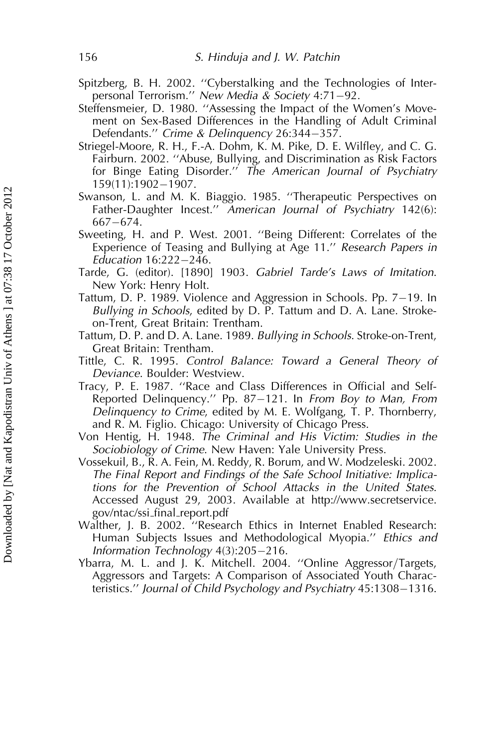Spitzberg, B. H. 2002. ''Cyberstalking and the Technologies of Interpersonal Terrorism.'' *New Media & Society* 4:71–92.

Steffensmeier, D. 1980. ''Assessing the Impact of the Women's Movement on Sex-Based Differences in the Handling of Adult Criminal Defendants.'' *Crime & Delinquency* 26:344–357.

Striegel-Moore, R. H., F.-A. Dohm, K. M. Pike, D. E. Wilfley, and C. G. Fairburn. 2002. ''Abuse, Bullying, and Discrimination as Risk Factors for Binge Eating Disorder.'' *The American Journal of Psychiatry* 159(11):1902–1907.

Swanson, L. and M. K. Biaggio. 1985. ''Therapeutic Perspectives on Father-Daughter Incest.'' *American Journal of Psychiatry* 142(6): 667–674.

Sweeting, H. and P. West. 2001. ''Being Different: Correlates of the Experience of Teasing and Bullying at Age 11.'' *Research Papers in Education* 16:222–246.

Tarde, G. (editor). [1890] 1903. *Gabriel Tarde's Laws of Imitation*. New York: Henry Holt.

Tattum, D. P. 1989. Violence and Aggression in Schools. Pp. 7–19. In *Bullying in Schools*, edited by D. P. Tattum and D. A. Lane. Stroke-on-Trent, Great Britain: Trentham.

Tattum, D. P. and D. A. Lane. 1989. *Bullying in Schools*. Stroke-on-Trent, Great Britain: Trentham.

Tittle, C. R. 1995. *Control Balance: Toward a General Theory of Deviance*. Boulder: Westview.

Tracy, P. E. 1987. ''Race and Class Differences in Official and Self-Reported Delinquency.'' Pp. 87–121. In *From Boy to Man, From Delinquency to Crime*, edited by M. E. Wolfgang, T. P. Thornberry, and R. M. Figlio. Chicago: University of Chicago Press.

Von Hentig, H. 1948. *The Criminal and His Victim: Studies in the Sociobiology of Crime*. New Haven: Yale University Press.

Vossekuil, B., R. A. Fein, M. Reddy, R. Borum, and W. Modzeleski. 2002. *The Final Report and Findings of the Safe School Initiative: Implications for the Prevention of School Attacks in the United States*. Accessed August 29, 2003. Available at http://www.secretservice.gov/ntac/ssi_final_report.pdf

Walther, J. B. 2002. ''Research Ethics in Internet Enabled Research: Human Subjects Issues and Methodological Myopia.'' *Ethics and Information Technology* 4(3):205–216.

Ybarra, M. L. and J. K. Mitchell. 2004. ''Online Aggressor/Targets, Aggressors and Targets: A Comparison of Associated Youth Characteristics.'' *Journal of Child Psychology and Psychiatry* 45:1308–1316.